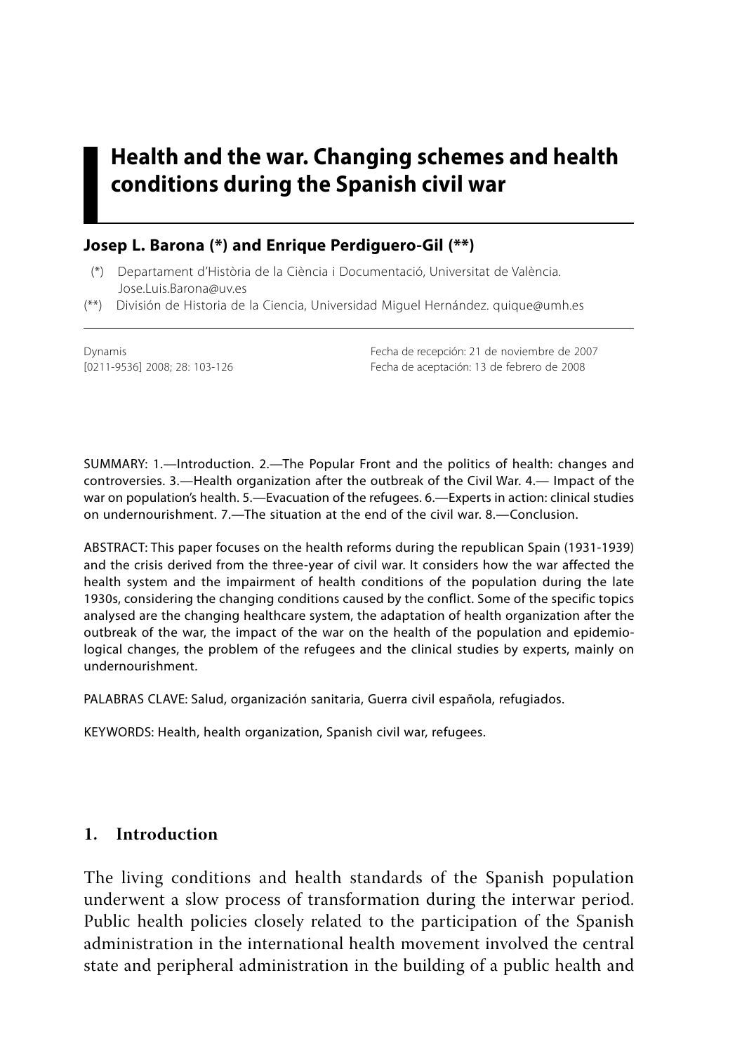# Health and the war. Changing schemes and health conditions during the Spanish civil war

**Josep L. Barona (\*) and Enrique Perdiguero-Gil (\*\*)**

(\*) Departament d'Història de la Ciència i Documentació, Universitat de València. Jose.Luis.Barona@uv.es

(\*\*) División de Historia de la Ciencia, Universidad Miguel Hernández. quique@umh.es

Dynamis
[0211-9536] 2008; 28: 103-126

Fecha de recepción: 21 de noviembre de 2007
Fecha de aceptación: 13 de febrero de 2008

SUMMARY: 1.—Introduction. 2.—The Popular Front and the politics of health: changes and controversies. 3.—Health organization after the outbreak of the Civil War. 4.— Impact of the war on population's health. 5.—Evacuation of the refugees. 6.—Experts in action: clinical studies on undernourishment. 7.—The situation at the end of the civil war. 8.—Conclusion.

ABSTRACT: This paper focuses on the health reforms during the republican Spain (1931-1939) and the crisis derived from the three-year of civil war. It considers how the war affected the health system and the impairment of health conditions of the population during the late 1930s, considering the changing conditions caused by the conflict. Some of the specific topics analysed are the changing healthcare system, the adaptation of health organization after the outbreak of the war, the impact of the war on the health of the population and epidemiological changes, the problem of the refugees and the clinical studies by experts, mainly on undernourishment.

PALABRAS CLAVE: Salud, organización sanitaria, Guerra civil española, refugiados.

KEYWORDS: Health, health organization, Spanish civil war, refugees.

## 1. Introduction

The living conditions and health standards of the Spanish population underwent a slow process of transformation during the interwar period. Public health policies closely related to the participation of the Spanish administration in the international health movement involved the central state and peripheral administration in the building of a public health and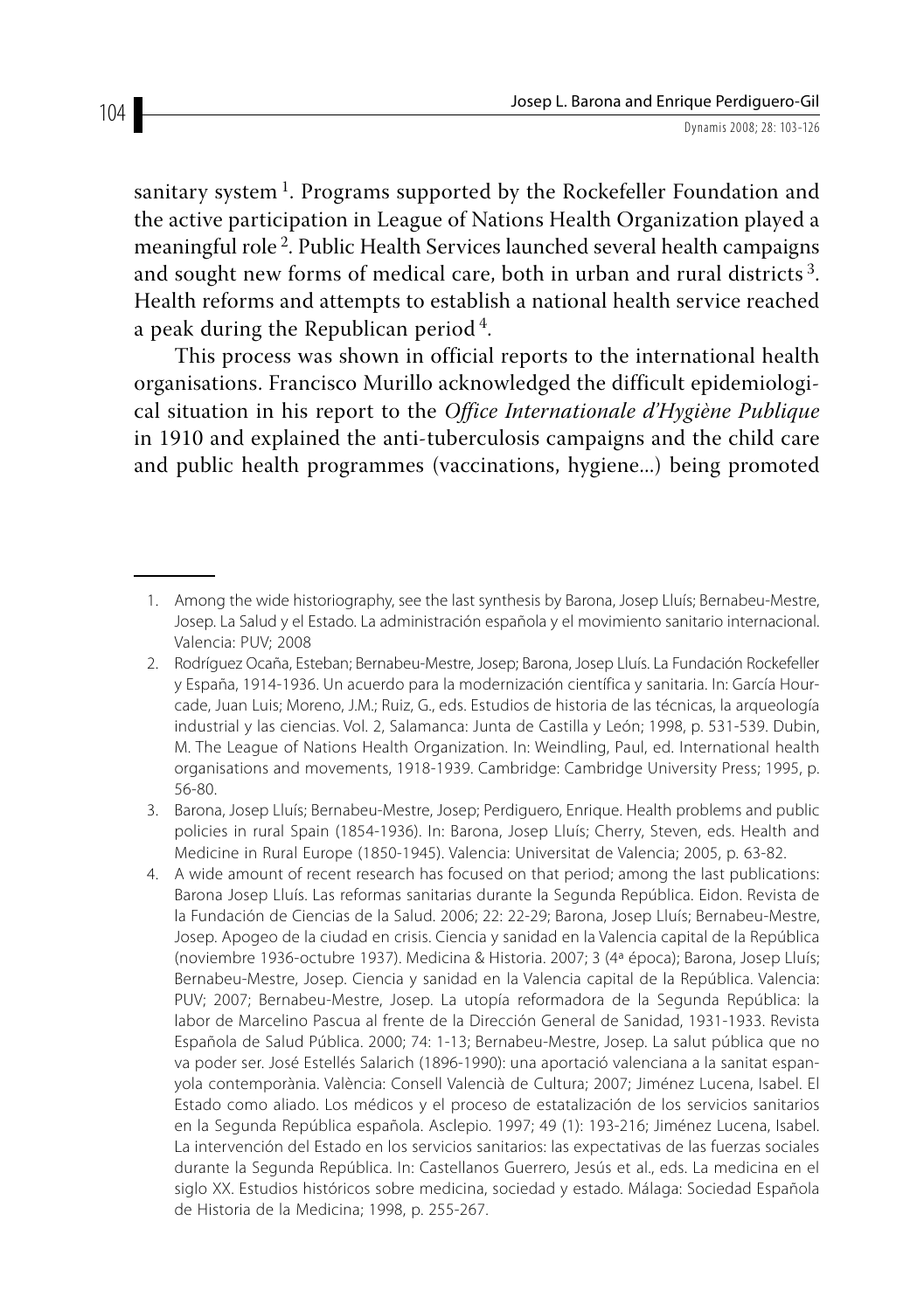sanitary system [1]. Programs supported by the Rockefeller Foundation and the active participation in League of Nations Health Organization played a meaningful role [2]. Public Health Services launched several health campaigns and sought new forms of medical care, both in urban and rural districts [3]. Health reforms and attempts to establish a national health service reached a peak during the Republican period [4].

This process was shown in official reports to the international health organisations. Francisco Murillo acknowledged the difficult epidemiological situation in his report to the *Office Internationale d'Hygiène Publique* in 1910 and explained the anti-tuberculosis campaigns and the child care and public health programmes (vaccinations, hygiene...) being promoted

---

1. Among the wide historiography, see the last synthesis by Barona, Josep Lluís; Bernabeu-Mestre, Josep. La Salud y el Estado. La administración española y el movimiento sanitario internacional. Valencia: PUV; 2008
2. Rodríguez Ocaña, Esteban; Bernabeu-Mestre, Josep; Barona, Josep Lluís. La Fundación Rockefeller y España, 1914-1936. Un acuerdo para la modernización científica y sanitaria. In: García Hourcade, Juan Luis; Moreno, J.M.; Ruiz, G., eds. Estudios de historia de las técnicas, la arqueología industrial y las ciencias. Vol. 2, Salamanca: Junta de Castilla y León; 1998, p. 531-539. Dubin, M. The League of Nations Health Organization. In: Weindling, Paul, ed. International health organisations and movements, 1918-1939. Cambridge: Cambridge University Press; 1995, p. 56-80.
3. Barona, Josep Lluís; Bernabeu-Mestre, Josep; Perdiguero, Enrique. Health problems and public policies in rural Spain (1854-1936). In: Barona, Josep Lluís; Cherry, Steven, eds. Health and Medicine in Rural Europe (1850-1945). Valencia: Universitat de Valencia; 2005, p. 63-82.
4. A wide amount of recent research has focused on that period; among the last publications: Barona Josep Lluís. Las reformas sanitarias durante la Segunda República. Eidon. Revista de la Fundación de Ciencias de la Salud. 2006; 22: 22-29; Barona, Josep Lluís; Bernabeu-Mestre, Josep. Apogeo de la ciudad en crisis. Ciencia y sanidad en la Valencia capital de la República (noviembre 1936-octubre 1937). Medicina & Historia. 2007; 3 (4ª época); Barona, Josep Lluís; Bernabeu-Mestre, Josep. Ciencia y sanidad en la Valencia capital de la República. Valencia: PUV; 2007; Bernabeu-Mestre, Josep. La utopía reformadora de la Segunda República: la labor de Marcelino Pascua al frente de la Dirección General de Sanidad, 1931-1933. Revista Española de Salud Pública. 2000; 74: 1-13; Bernabeu-Mestre, Josep. La salut pública que no va poder ser. José Estellés Salarich (1896-1990): una aportació valenciana a la sanitat espanyola contemporània. València: Consell Valencià de Cultura; 2007; Jiménez Lucena, Isabel. El Estado como aliado. Los médicos y el proceso de estatalización de los servicios sanitarios en la Segunda República española. Asclepio. 1997; 49 (1): 193-216; Jiménez Lucena, Isabel. La intervención del Estado en los servicios sanitarios: las expectativas de las fuerzas sociales durante la Segunda República. In: Castellanos Guerrero, Jesús et al., eds. La medicina en el siglo XX. Estudios históricos sobre medicina, sociedad y estado. Málaga: Sociedad Española de Historia de la Medicina; 1998, p. 255-267.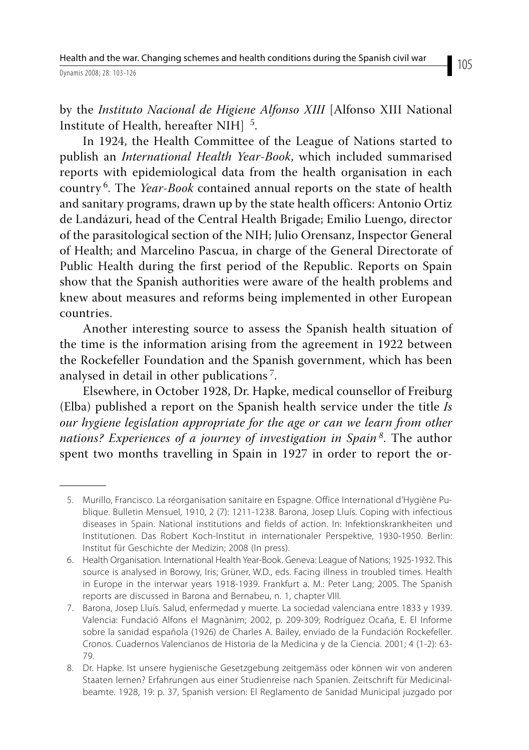by the *Instituto Nacional de Higiene Alfonso XIII* [Alfonso XIII National Institute of Health, hereafter NIH] [5].

In 1924, the Health Committee of the League of Nations started to publish an *International Health Year-Book*, which included summarised reports with epidemiological data from the health organisation in each country [6]. The *Year-Book* contained annual reports on the state of health and sanitary programs, drawn up by the state health officers: Antonio Ortiz de Landázuri, head of the Central Health Brigade; Emilio Luengo, director of the parasitological section of the NIH; Julio Orensanz, Inspector General of Health; and Marcelino Pascua, in charge of the General Directorate of Public Health during the first period of the Republic. Reports on Spain show that the Spanish authorities were aware of the health problems and knew about measures and reforms being implemented in other European countries.

Another interesting source to assess the Spanish health situation of the time is the information arising from the agreement in 1922 between the Rockefeller Foundation and the Spanish government, which has been analysed in detail in other publications [7].

Elsewhere, in October 1928, Dr. Hapke, medical counsellor of Freiburg (Elba) published a report on the Spanish health service under the title *Is our hygiene legislation appropriate for the age or can we learn from other nations? Experiences of a journey of investigation in Spain* [8]. The author spent two months travelling in Spain in 1927 in order to report the or-

---

5. Murillo, Francisco. La réorganisation sanitaire en Espagne. Office International d'Hygiène Publique. Bulletin Mensuel, 1910, 2 (7): 1211-1238. Barona, Josep Lluís. Coping with infectious diseases in Spain. National institutions and fields of action. In: Infektionskrankheiten und Institutionen. Das Robert Koch-Institut in internationaler Perspektive, 1930-1950. Berlin: Institut für Geschichte der Medizin; 2008 (In press).
6. Health Organisation. International Health Year-Book. Geneva: League of Nations; 1925-1932. This source is analysed in Borowy, Iris; Grüner, W.D., eds. Facing illness in troubled times. Health in Europe in the interwar years 1918-1939. Frankfurt a. M.: Peter Lang; 2005. The Spanish reports are discussed in Barona and Bernabeu, n. 1, chapter VIII.
7. Barona, Josep Lluís. Salud, enfermedad y muerte. La sociedad valenciana entre 1833 y 1939. Valencia: Fundació Alfons el Magnànim; 2002, p. 209-309; Rodríguez Ocaña, E. El Informe sobre la sanidad española (1926) de Charles A. Bailey, enviado de la Fundación Rockefeller. Cronos. Cuadernos Valencianos de Historia de la Medicina y de la Ciencia. 2001; 4 (1-2): 63-79.
8. Dr. Hapke. Ist unsere hygienische Gesetzgebung zeitgemäss oder können wir von anderen Staaten lernen? Erfahrungen aus einer Studienreise nach Spanien. Zeitschrift für Medicinalbeamte. 1928, 19: p. 37, Spanish version: El Reglamento de Sanidad Municipal juzgado por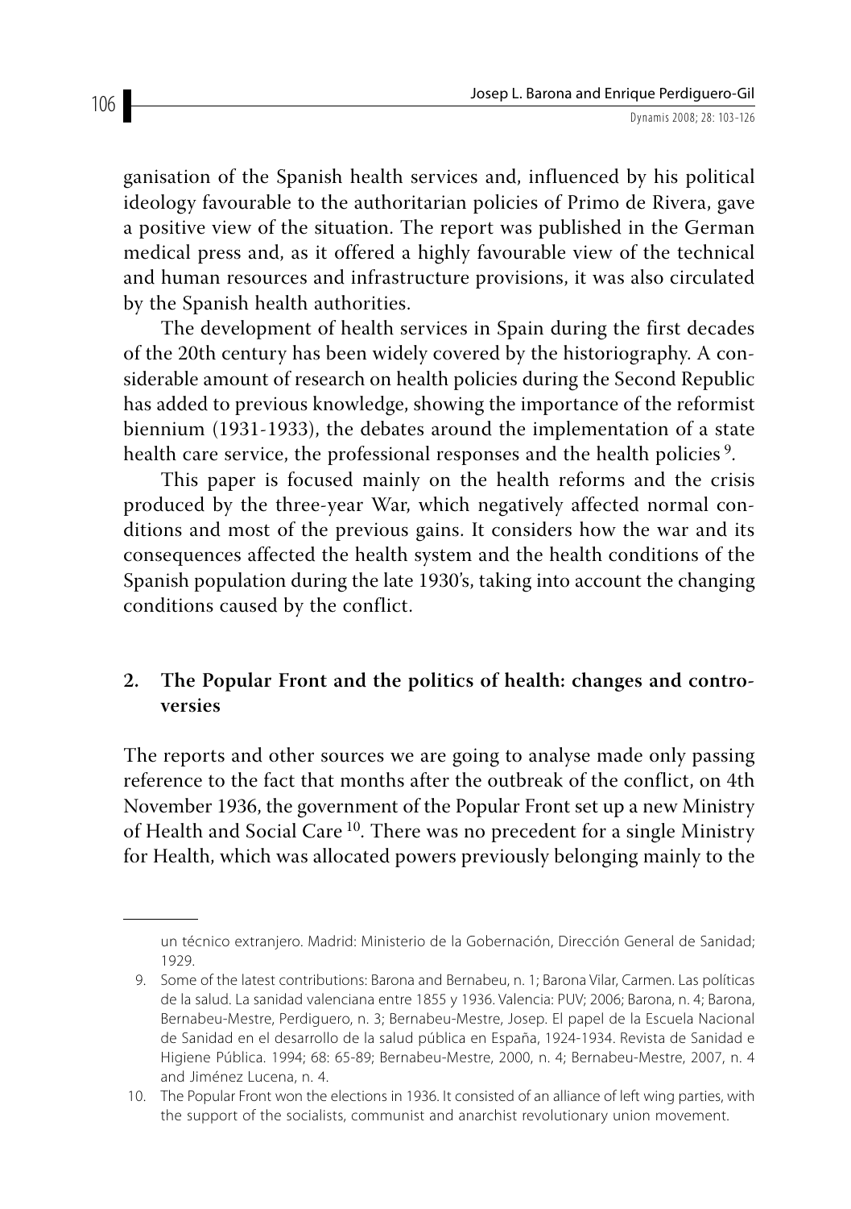ganisation of the Spanish health services and, influenced by his political ideology favourable to the authoritarian policies of Primo de Rivera, gave a positive view of the situation. The report was published in the German medical press and, as it offered a highly favourable view of the technical and human resources and infrastructure provisions, it was also circulated by the Spanish health authorities.

The development of health services in Spain during the first decades of the 20th century has been widely covered by the historiography. A considerable amount of research on health policies during the Second Republic has added to previous knowledge, showing the importance of the reformist biennium (1931-1933), the debates around the implementation of a state health care service, the professional responses and the health policies [9].

This paper is focused mainly on the health reforms and the crisis produced by the three-year War, which negatively affected normal conditions and most of the previous gains. It considers how the war and its consequences affected the health system and the health conditions of the Spanish population during the late 1930's, taking into account the changing conditions caused by the conflict.

## 2. The Popular Front and the politics of health: changes and controversies

The reports and other sources we are going to analyse made only passing reference to the fact that months after the outbreak of the conflict, on 4th November 1936, the government of the Popular Front set up a new Ministry of Health and Social Care [10]. There was no precedent for a single Ministry for Health, which was allocated powers previously belonging mainly to the

---

un técnico extranjero. Madrid: Ministerio de la Gobernación, Dirección General de Sanidad; 1929.

9. Some of the latest contributions: Barona and Bernabeu, n. 1; Barona Vilar, Carmen. Las políticas de la salud. La sanidad valenciana entre 1855 y 1936. Valencia: PUV; 2006; Barona, n. 4; Barona, Bernabeu-Mestre, Perdiguero, n. 3; Bernabeu-Mestre, Josep. El papel de la Escuela Nacional de Sanidad en el desarrollo de la salud pública en España, 1924-1934. Revista de Sanidad e Higiene Pública. 1994; 68: 65-89; Bernabeu-Mestre, 2000, n. 4; Bernabeu-Mestre, 2007, n. 4 and Jiménez Lucena, n. 4.

10. The Popular Front won the elections in 1936. It consisted of an alliance of left wing parties, with the support of the socialists, communist and anarchist revolutionary union movement.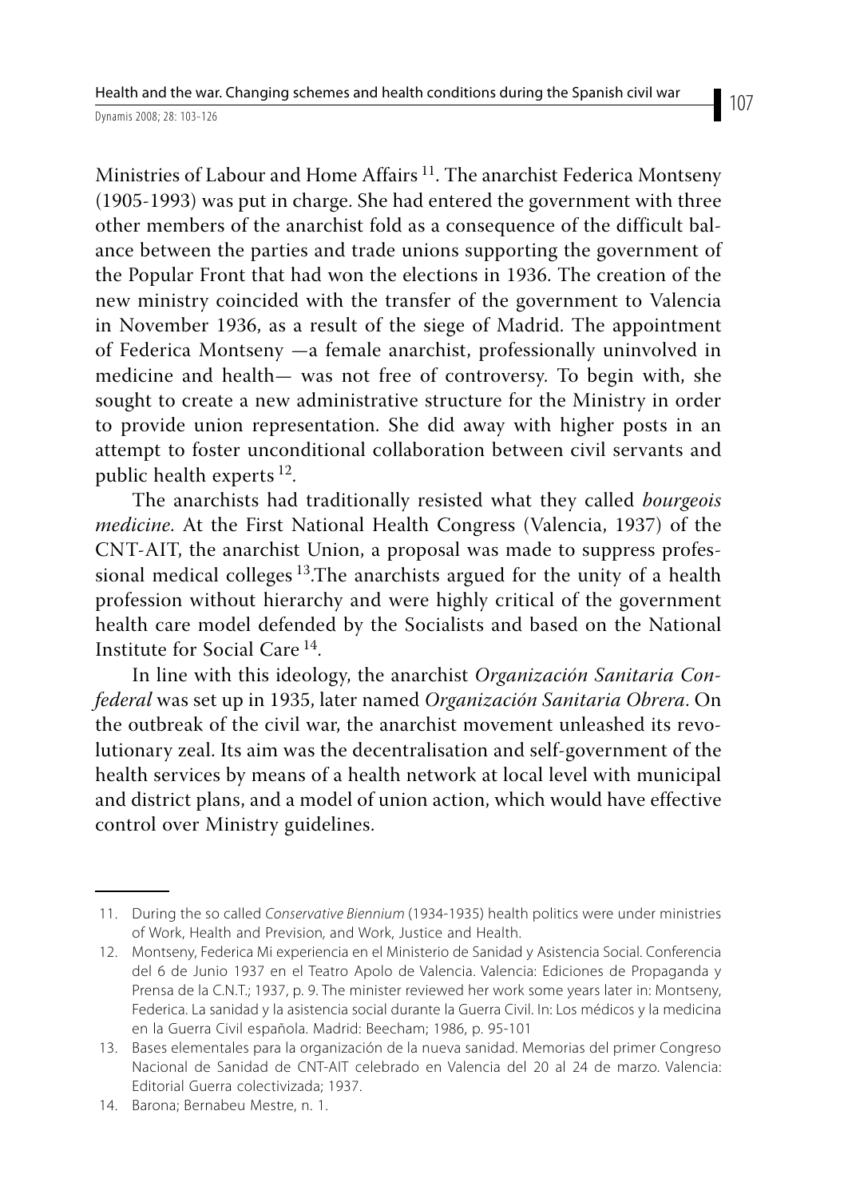Ministries of Labour and Home Affairs [11]. The anarchist Federica Montseny (1905-1993) was put in charge. She had entered the government with three other members of the anarchist fold as a consequence of the difficult balance between the parties and trade unions supporting the government of the Popular Front that had won the elections in 1936. The creation of the new ministry coincided with the transfer of the government to Valencia in November 1936, as a result of the siege of Madrid. The appointment of Federica Montseny —a female anarchist, professionally uninvolved in medicine and health— was not free of controversy. To begin with, she sought to create a new administrative structure for the Ministry in order to provide union representation. She did away with higher posts in an attempt to foster unconditional collaboration between civil servants and public health experts [12].

The anarchists had traditionally resisted what they called *bourgeois medicine*. At the First National Health Congress (Valencia, 1937) of the CNT-AIT, the anarchist Union, a proposal was made to suppress professional medical colleges [13].The anarchists argued for the unity of a health profession without hierarchy and were highly critical of the government health care model defended by the Socialists and based on the National Institute for Social Care [14].

In line with this ideology, the anarchist *Organización Sanitaria Confederal* was set up in 1935, later named *Organización Sanitaria Obrera*. On the outbreak of the civil war, the anarchist movement unleashed its revolutionary zeal. Its aim was the decentralisation and self-government of the health services by means of a health network at local level with municipal and district plans, and a model of union action, which would have effective control over Ministry guidelines.

---

11. During the so called *Conservative Biennium* (1934-1935) health politics were under ministries of Work, Health and Prevision, and Work, Justice and Health.
12. Montseny, Federica Mi experiencia en el Ministerio de Sanidad y Asistencia Social. Conferencia del 6 de Junio 1937 en el Teatro Apolo de Valencia. Valencia: Ediciones de Propaganda y Prensa de la C.N.T.; 1937, p. 9. The minister reviewed her work some years later in: Montseny, Federica. La sanidad y la asistencia social durante la Guerra Civil. In: Los médicos y la medicina en la Guerra Civil española. Madrid: Beecham; 1986, p. 95-101
13. Bases elementales para la organización de la nueva sanidad. Memorias del primer Congreso Nacional de Sanidad de CNT-AIT celebrado en Valencia del 20 al 24 de marzo. Valencia: Editorial Guerra colectivizada; 1937.
14. Barona; Bernabeu Mestre, n. 1.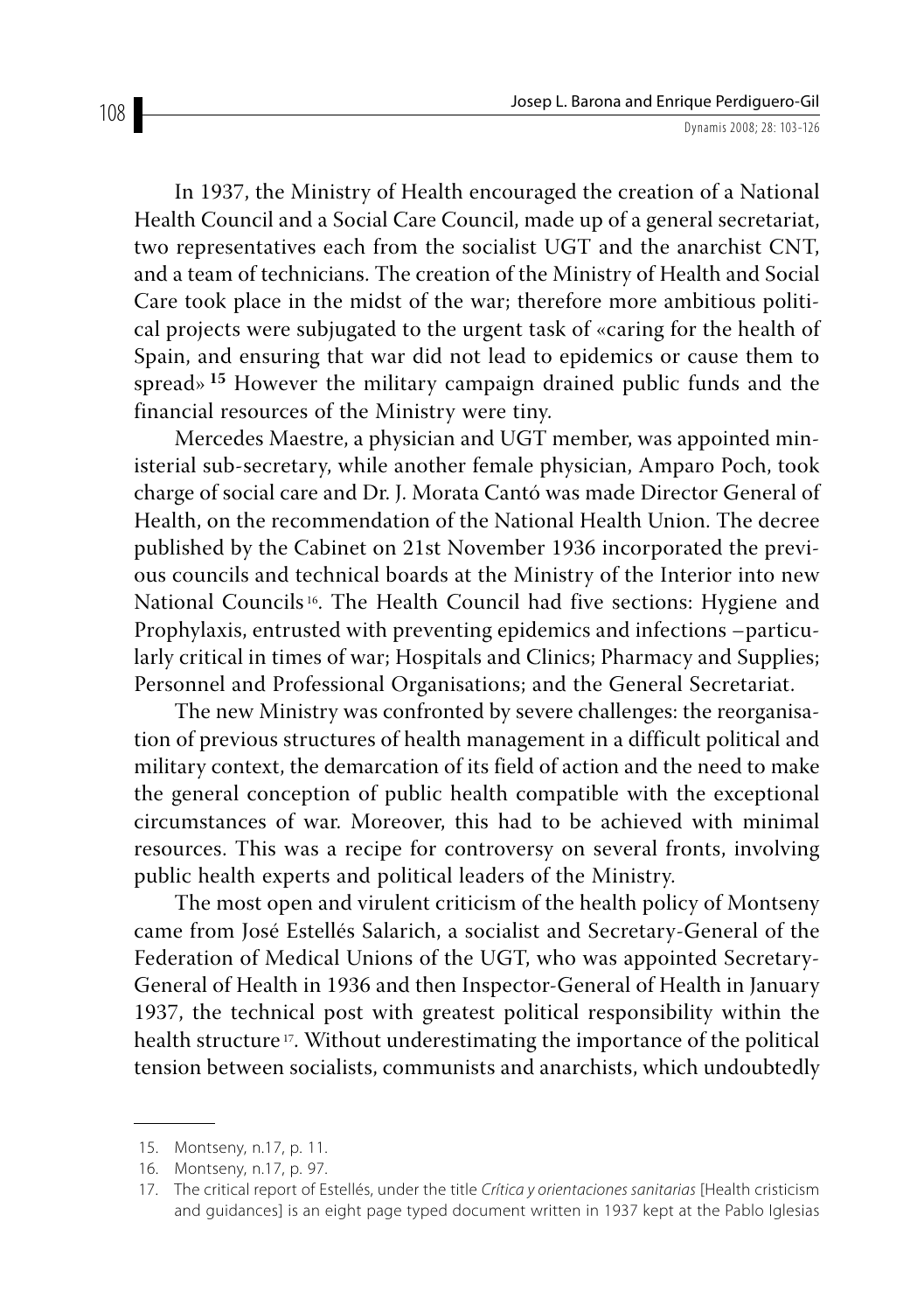In 1937, the Ministry of Health encouraged the creation of a National Health Council and a Social Care Council, made up of a general secretariat, two representatives each from the socialist UGT and the anarchist CNT, and a team of technicians. The creation of the Ministry of Health and Social Care took place in the midst of the war; therefore more ambitious political projects were subjugated to the urgent task of «caring for the health of Spain, and ensuring that war did not lead to epidemics or cause them to spread» [15] However the military campaign drained public funds and the financial resources of the Ministry were tiny.

Mercedes Maestre, a physician and UGT member, was appointed ministerial sub-secretary, while another female physician, Amparo Poch, took charge of social care and Dr. J. Morata Cantó was made Director General of Health, on the recommendation of the National Health Union. The decree published by the Cabinet on 21st November 1936 incorporated the previous councils and technical boards at the Ministry of the Interior into new National Councils [16]. The Health Council had five sections: Hygiene and Prophylaxis, entrusted with preventing epidemics and infections –particularly critical in times of war; Hospitals and Clinics; Pharmacy and Supplies; Personnel and Professional Organisations; and the General Secretariat.

The new Ministry was confronted by severe challenges: the reorganisation of previous structures of health management in a difficult political and military context, the demarcation of its field of action and the need to make the general conception of public health compatible with the exceptional circumstances of war. Moreover, this had to be achieved with minimal resources. This was a recipe for controversy on several fronts, involving public health experts and political leaders of the Ministry.

The most open and virulent criticism of the health policy of Montseny came from José Estellés Salarich, a socialist and Secretary-General of the Federation of Medical Unions of the UGT, who was appointed Secretary-General of Health in 1936 and then Inspector-General of Health in January 1937, the technical post with greatest political responsibility within the health structure [17]. Without underestimating the importance of the political tension between socialists, communists and anarchists, which undoubtedly

---

15. Montseny, n.17, p. 11.
16. Montseny, n.17, p. 97.
17. The critical report of Estellés, under the title *Crítica y orientaciones sanitarias* [Health cristicism and guidances] is an eight page typed document written in 1937 kept at the Pablo Iglesias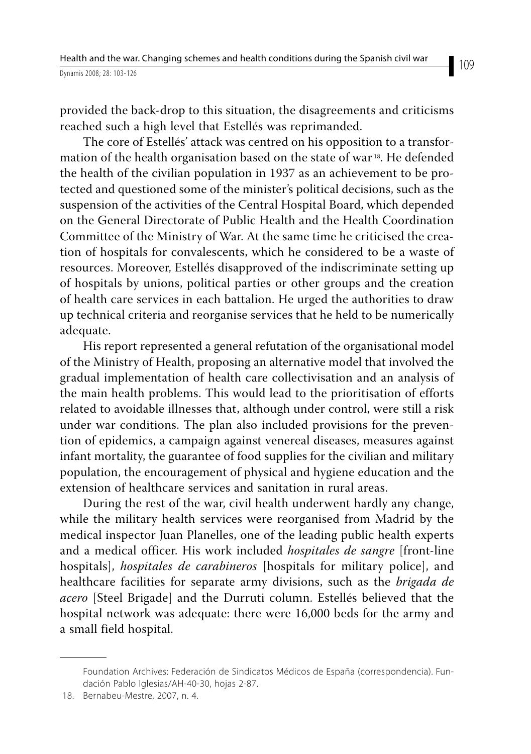provided the back-drop to this situation, the disagreements and criticisms reached such a high level that Estellés was reprimanded.

The core of Estellés' attack was centred on his opposition to a transformation of the health organisation based on the state of war [18]. He defended the health of the civilian population in 1937 as an achievement to be protected and questioned some of the minister's political decisions, such as the suspension of the activities of the Central Hospital Board, which depended on the General Directorate of Public Health and the Health Coordination Committee of the Ministry of War. At the same time he criticised the creation of hospitals for convalescents, which he considered to be a waste of resources. Moreover, Estellés disapproved of the indiscriminate setting up of hospitals by unions, political parties or other groups and the creation of health care services in each battalion. He urged the authorities to draw up technical criteria and reorganise services that he held to be numerically adequate.

His report represented a general refutation of the organisational model of the Ministry of Health, proposing an alternative model that involved the gradual implementation of health care collectivisation and an analysis of the main health problems. This would lead to the prioritisation of efforts related to avoidable illnesses that, although under control, were still a risk under war conditions. The plan also included provisions for the prevention of epidemics, a campaign against venereal diseases, measures against infant mortality, the guarantee of food supplies for the civilian and military population, the encouragement of physical and hygiene education and the extension of healthcare services and sanitation in rural areas.

During the rest of the war, civil health underwent hardly any change, while the military health services were reorganised from Madrid by the medical inspector Juan Planelles, one of the leading public health experts and a medical officer. His work included *hospitales de sangre* [front-line hospitals], *hospitales de carabineros* [hospitals for military police], and healthcare facilities for separate army divisions, such as the *brigada de acero* [Steel Brigade] and the Durruti column. Estellés believed that the hospital network was adequate: there were 16,000 beds for the army and a small field hospital.

---

Foundation Archives: Federación de Sindicatos Médicos de España (correspondencia). Fundación Pablo Iglesias/AH-40-30, hojas 2-87.

18. Bernabeu-Mestre, 2007, n. 4.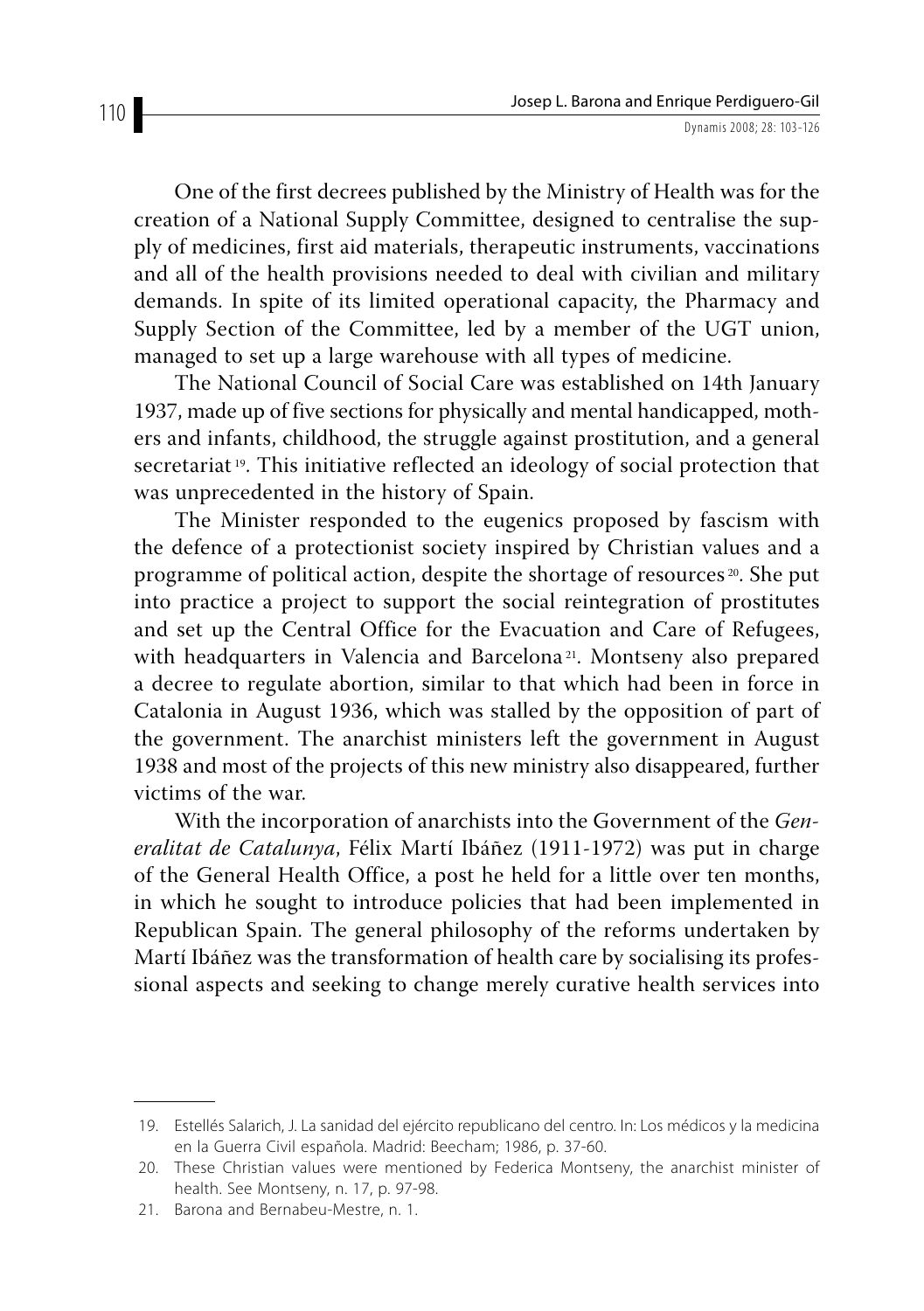One of the first decrees published by the Ministry of Health was for the creation of a National Supply Committee, designed to centralise the supply of medicines, first aid materials, therapeutic instruments, vaccinations and all of the health provisions needed to deal with civilian and military demands. In spite of its limited operational capacity, the Pharmacy and Supply Section of the Committee, led by a member of the UGT union, managed to set up a large warehouse with all types of medicine.

The National Council of Social Care was established on 14th January 1937, made up of five sections for physically and mental handicapped, mothers and infants, childhood, the struggle against prostitution, and a general secretariat [19]. This initiative reflected an ideology of social protection that was unprecedented in the history of Spain.

The Minister responded to the eugenics proposed by fascism with the defence of a protectionist society inspired by Christian values and a programme of political action, despite the shortage of resources [20]. She put into practice a project to support the social reintegration of prostitutes and set up the Central Office for the Evacuation and Care of Refugees, with headquarters in Valencia and Barcelona [21]. Montseny also prepared a decree to regulate abortion, similar to that which had been in force in Catalonia in August 1936, which was stalled by the opposition of part of the government. The anarchist ministers left the government in August 1938 and most of the projects of this new ministry also disappeared, further victims of the war.

With the incorporation of anarchists into the Government of the *Generalitat de Catalunya*, Félix Martí Ibáñez (1911-1972) was put in charge of the General Health Office, a post he held for a little over ten months, in which he sought to introduce policies that had been implemented in Republican Spain. The general philosophy of the reforms undertaken by Martí Ibáñez was the transformation of health care by socialising its professional aspects and seeking to change merely curative health services into

---

19. Estellés Salarich, J. La sanidad del ejército republicano del centro. In: Los médicos y la medicina en la Guerra Civil española. Madrid: Beecham; 1986, p. 37-60.
20. These Christian values were mentioned by Federica Montseny, the anarchist minister of health. See Montseny, n. 17, p. 97-98.
21. Barona and Bernabeu-Mestre, n. 1.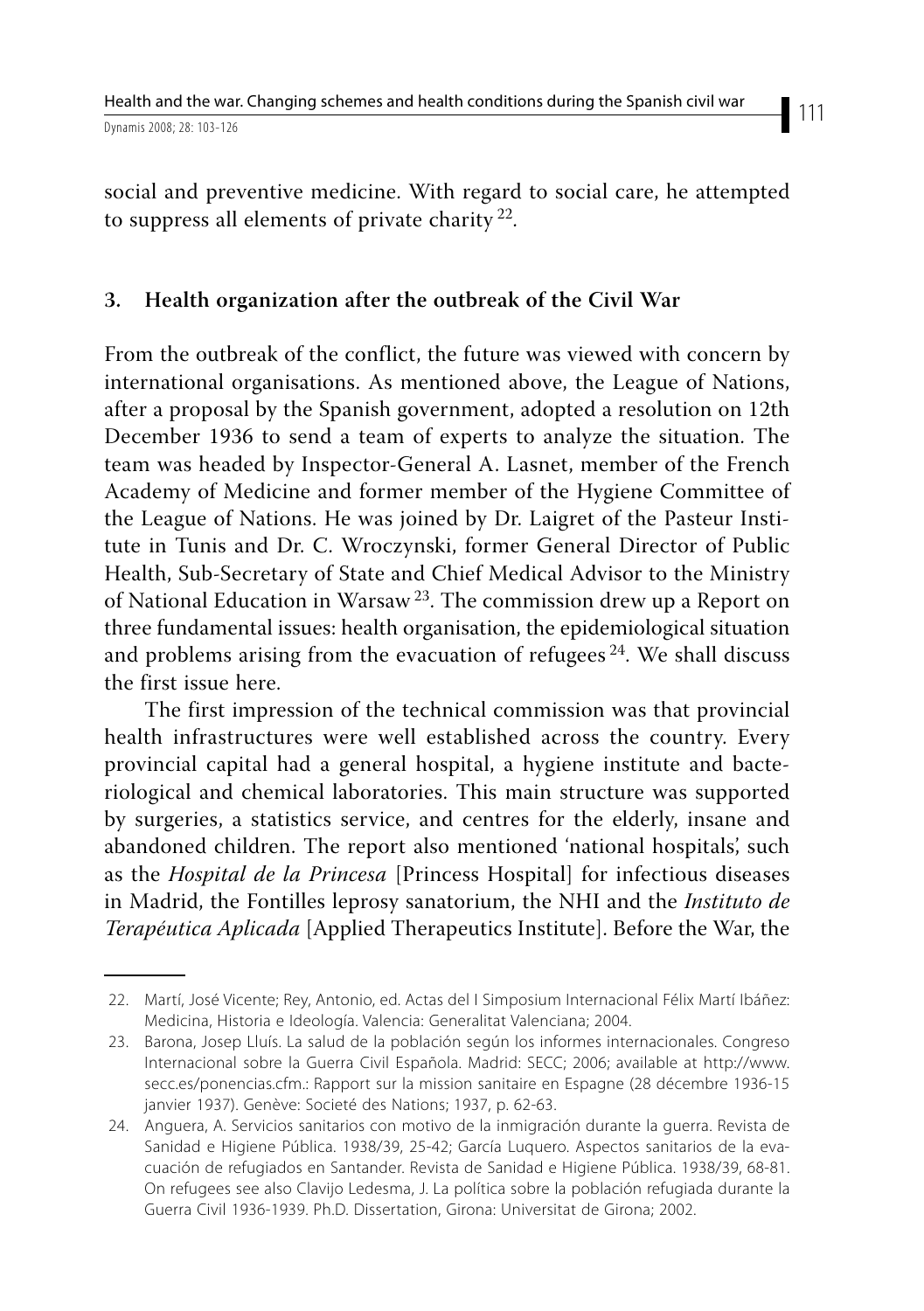social and preventive medicine. With regard to social care, he attempted to suppress all elements of private charity [22].

## 3. Health organization after the outbreak of the Civil War

From the outbreak of the conflict, the future was viewed with concern by international organisations. As mentioned above, the League of Nations, after a proposal by the Spanish government, adopted a resolution on 12th December 1936 to send a team of experts to analyze the situation. The team was headed by Inspector-General A. Lasnet, member of the French Academy of Medicine and former member of the Hygiene Committee of the League of Nations. He was joined by Dr. Laigret of the Pasteur Institute in Tunis and Dr. C. Wroczynski, former General Director of Public Health, Sub-Secretary of State and Chief Medical Advisor to the Ministry of National Education in Warsaw [23]. The commission drew up a Report on three fundamental issues: health organisation, the epidemiological situation and problems arising from the evacuation of refugees [24]. We shall discuss the first issue here.

The first impression of the technical commission was that provincial health infrastructures were well established across the country. Every provincial capital had a general hospital, a hygiene institute and bacteriological and chemical laboratories. This main structure was supported by surgeries, a statistics service, and centres for the elderly, insane and abandoned children. The report also mentioned 'national hospitals', such as the *Hospital de la Princesa* [Princess Hospital] for infectious diseases in Madrid, the Fontilles leprosy sanatorium, the NHI and the *Instituto de Terapéutica Aplicada* [Applied Therapeutics Institute]. Before the War, the

---

22. Martí, José Vicente; Rey, Antonio, ed. Actas del I Simposium Internacional Félix Martí Ibáñez: Medicina, Historia e Ideología. Valencia: Generalitat Valenciana; 2004.

23. Barona, Josep Lluís. La salud de la población según los informes internacionales. Congreso Internacional sobre la Guerra Civil Española. Madrid: SECC; 2006; available at http://www.secc.es/ponencias.cfm.: Rapport sur la mission sanitaire en Espagne (28 décembre 1936-15 janvier 1937). Genève: Societé des Nations; 1937, p. 62-63.

24. Anguera, A. Servicios sanitarios con motivo de la inmigración durante la guerra. Revista de Sanidad e Higiene Pública. 1938/39, 25-42; García Luquero. Aspectos sanitarios de la evacuación de refugiados en Santander. Revista de Sanidad e Higiene Pública. 1938/39, 68-81. On refugees see also Clavijo Ledesma, J. La política sobre la población refugiada durante la Guerra Civil 1936-1939. Ph.D. Dissertation, Girona: Universitat de Girona; 2002.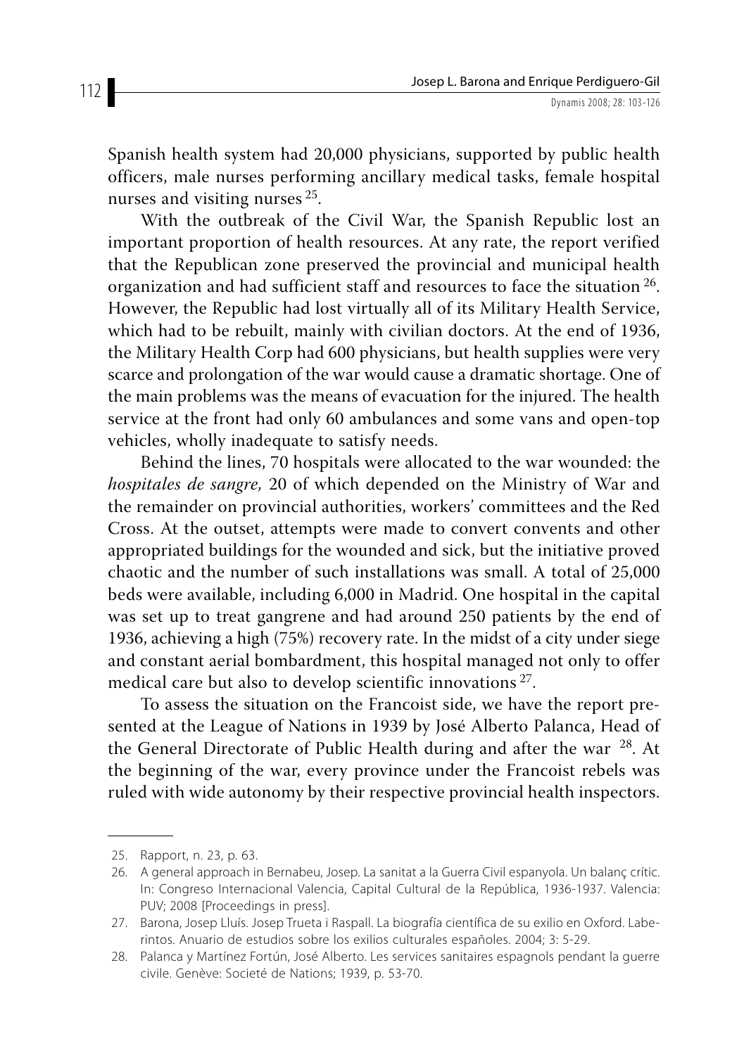Spanish health system had 20,000 physicians, supported by public health officers, male nurses performing ancillary medical tasks, female hospital nurses and visiting nurses [25].

With the outbreak of the Civil War, the Spanish Republic lost an important proportion of health resources. At any rate, the report verified that the Republican zone preserved the provincial and municipal health organization and had sufficient staff and resources to face the situation [26]. However, the Republic had lost virtually all of its Military Health Service, which had to be rebuilt, mainly with civilian doctors. At the end of 1936, the Military Health Corp had 600 physicians, but health supplies were very scarce and prolongation of the war would cause a dramatic shortage. One of the main problems was the means of evacuation for the injured. The health service at the front had only 60 ambulances and some vans and open-top vehicles, wholly inadequate to satisfy needs.

Behind the lines, 70 hospitals were allocated to the war wounded: the *hospitales de sangre,* 20 of which depended on the Ministry of War and the remainder on provincial authorities, workers' committees and the Red Cross. At the outset, attempts were made to convert convents and other appropriated buildings for the wounded and sick, but the initiative proved chaotic and the number of such installations was small. A total of 25,000 beds were available, including 6,000 in Madrid. One hospital in the capital was set up to treat gangrene and had around 250 patients by the end of 1936, achieving a high (75%) recovery rate. In the midst of a city under siege and constant aerial bombardment, this hospital managed not only to offer medical care but also to develop scientific innovations [27].

To assess the situation on the Francoist side, we have the report presented at the League of Nations in 1939 by José Alberto Palanca, Head of the General Directorate of Public Health during and after the war [28]. At the beginning of the war, every province under the Francoist rebels was ruled with wide autonomy by their respective provincial health inspectors.

---

25. Rapport, n. 23, p. 63.
26. A general approach in Bernabeu, Josep. La sanitat a la Guerra Civil espanyola. Un balanç crític. In: Congreso Internacional Valencia, Capital Cultural de la República, 1936-1937. Valencia: PUV; 2008 [Proceedings in press].
27. Barona, Josep Lluís. Josep Trueta i Raspall. La biografía científica de su exilio en Oxford. Laberintos. Anuario de estudios sobre los exilios culturales españoles. 2004; 3: 5-29.
28. Palanca y Martínez Fortún, José Alberto. Les services sanitaires espagnols pendant la guerre civile. Genève: Societé de Nations; 1939, p. 53-70.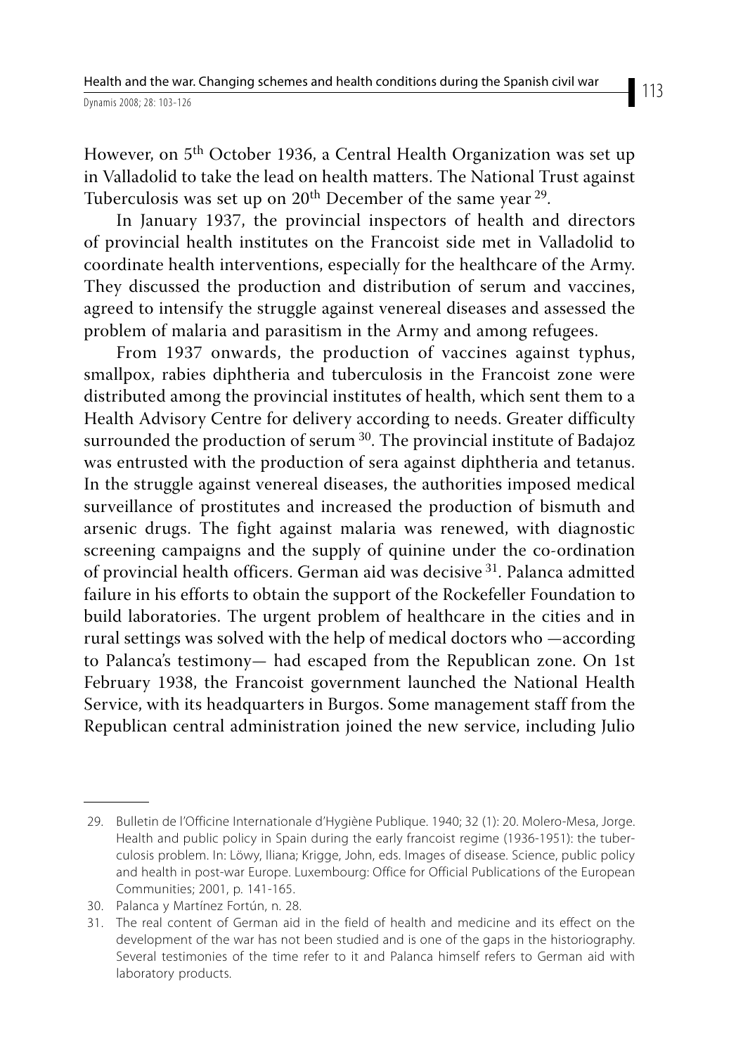However, on 5th October 1936, a Central Health Organization was set up in Valladolid to take the lead on health matters. The National Trust against Tuberculosis was set up on 20th December of the same year [29].

In January 1937, the provincial inspectors of health and directors of provincial health institutes on the Francoist side met in Valladolid to coordinate health interventions, especially for the healthcare of the Army. They discussed the production and distribution of serum and vaccines, agreed to intensify the struggle against venereal diseases and assessed the problem of malaria and parasitism in the Army and among refugees.

From 1937 onwards, the production of vaccines against typhus, smallpox, rabies diphtheria and tuberculosis in the Francoist zone were distributed among the provincial institutes of health, which sent them to a Health Advisory Centre for delivery according to needs. Greater difficulty surrounded the production of serum [30]. The provincial institute of Badajoz was entrusted with the production of sera against diphtheria and tetanus. In the struggle against venereal diseases, the authorities imposed medical surveillance of prostitutes and increased the production of bismuth and arsenic drugs. The fight against malaria was renewed, with diagnostic screening campaigns and the supply of quinine under the co-ordination of provincial health officers. German aid was decisive [31]. Palanca admitted failure in his efforts to obtain the support of the Rockefeller Foundation to build laboratories. The urgent problem of healthcare in the cities and in rural settings was solved with the help of medical doctors who —according to Palanca's testimony— had escaped from the Republican zone. On 1st February 1938, the Francoist government launched the National Health Service, with its headquarters in Burgos. Some management staff from the Republican central administration joined the new service, including Julio

---

29. Bulletin de l'Officine Internationale d'Hygiène Publique. 1940; 32 (1): 20. Molero-Mesa, Jorge. Health and public policy in Spain during the early francoist regime (1936-1951): the tuberculosis problem. In: Löwy, Iliana; Krigge, John, eds. Images of disease. Science, public policy and health in post-war Europe. Luxembourg: Office for Official Publications of the European Communities; 2001, p. 141-165.
30. Palanca y Martínez Fortún, n. 28.
31. The real content of German aid in the field of health and medicine and its effect on the development of the war has not been studied and is one of the gaps in the historiography. Several testimonies of the time refer to it and Palanca himself refers to German aid with laboratory products.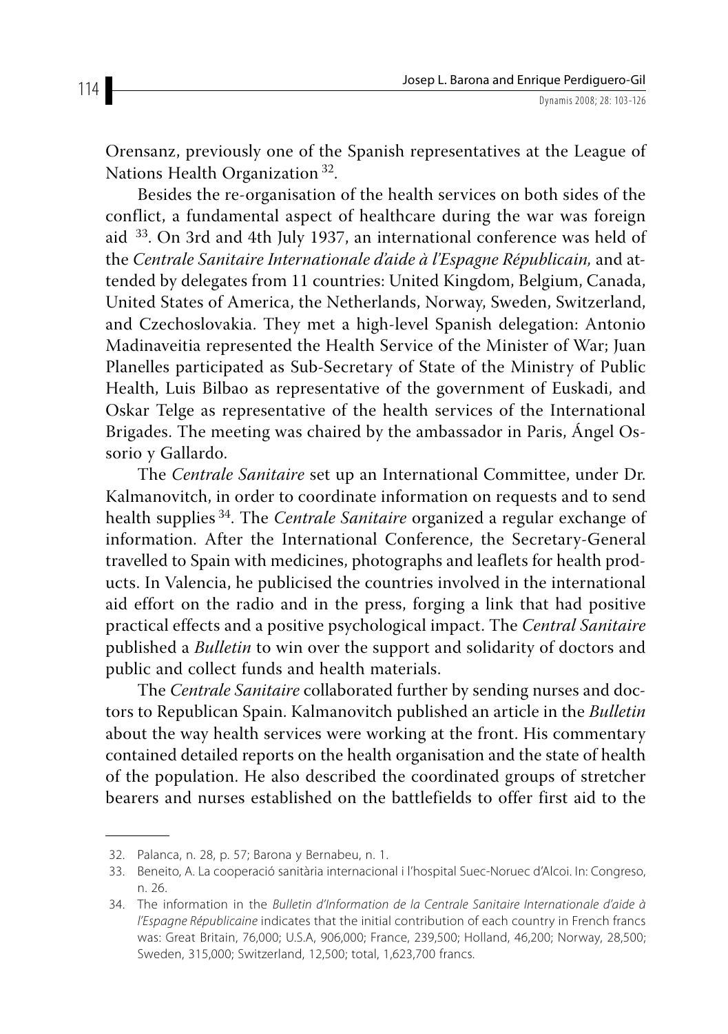Orensanz, previously one of the Spanish representatives at the League of Nations Health Organization [32].

Besides the re-organisation of the health services on both sides of the conflict, a fundamental aspect of healthcare during the war was foreign aid [33]. On 3rd and 4th July 1937, an international conference was held of the *Centrale Sanitaire Internationale d'aide à l'Espagne Républicain,* and attended by delegates from 11 countries: United Kingdom, Belgium, Canada, United States of America, the Netherlands, Norway, Sweden, Switzerland, and Czechoslovakia. They met a high-level Spanish delegation: Antonio Madinaveitia represented the Health Service of the Minister of War; Juan Planelles participated as Sub-Secretary of State of the Ministry of Public Health, Luis Bilbao as representative of the government of Euskadi, and Oskar Telge as representative of the health services of the International Brigades. The meeting was chaired by the ambassador in Paris, Ángel Ossorio y Gallardo.

The *Centrale Sanitaire* set up an International Committee, under Dr. Kalmanovitch, in order to coordinate information on requests and to send health supplies [34]. The *Centrale Sanitaire* organized a regular exchange of information. After the International Conference, the Secretary-General travelled to Spain with medicines, photographs and leaflets for health products. In Valencia, he publicised the countries involved in the international aid effort on the radio and in the press, forging a link that had positive practical effects and a positive psychological impact. The *Central Sanitaire* published a *Bulletin* to win over the support and solidarity of doctors and public and collect funds and health materials.

The *Centrale Sanitaire* collaborated further by sending nurses and doctors to Republican Spain. Kalmanovitch published an article in the *Bulletin* about the way health services were working at the front. His commentary contained detailed reports on the health organisation and the state of health of the population. He also described the coordinated groups of stretcher bearers and nurses established on the battlefields to offer first aid to the

---

32. Palanca, n. 28, p. 57; Barona y Bernabeu, n. 1.

33. Beneito, A. La cooperació sanitària internacional i l'hospital Suec-Noruec d'Alcoi. In: Congreso, n. 26.

34. The information in the *Bulletin d'Information de la Centrale Sanitaire Internationale d'aide à l'Espagne Républicaine* indicates that the initial contribution of each country in French francs was: Great Britain, 76,000; U.S.A, 906,000; France, 239,500; Holland, 46,200; Norway, 28,500; Sweden, 315,000; Switzerland, 12,500; total, 1,623,700 francs.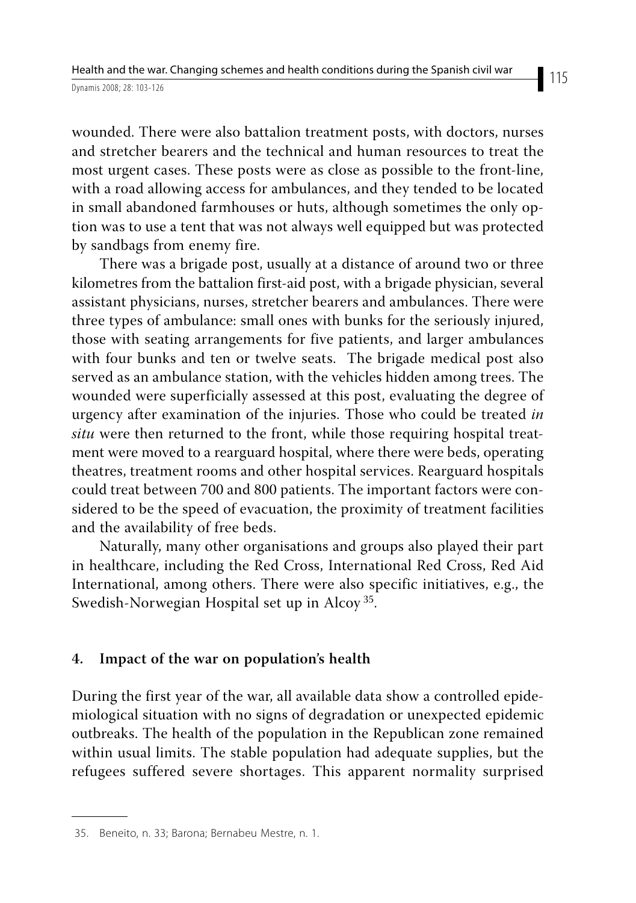wounded. There were also battalion treatment posts, with doctors, nurses and stretcher bearers and the technical and human resources to treat the most urgent cases. These posts were as close as possible to the front-line, with a road allowing access for ambulances, and they tended to be located in small abandoned farmhouses or huts, although sometimes the only option was to use a tent that was not always well equipped but was protected by sandbags from enemy fire.

There was a brigade post, usually at a distance of around two or three kilometres from the battalion first-aid post, with a brigade physician, several assistant physicians, nurses, stretcher bearers and ambulances. There were three types of ambulance: small ones with bunks for the seriously injured, those with seating arrangements for five patients, and larger ambulances with four bunks and ten or twelve seats. The brigade medical post also served as an ambulance station, with the vehicles hidden among trees. The wounded were superficially assessed at this post, evaluating the degree of urgency after examination of the injuries. Those who could be treated *in situ* were then returned to the front, while those requiring hospital treatment were moved to a rearguard hospital, where there were beds, operating theatres, treatment rooms and other hospital services. Rearguard hospitals could treat between 700 and 800 patients. The important factors were considered to be the speed of evacuation, the proximity of treatment facilities and the availability of free beds.

Naturally, many other organisations and groups also played their part in healthcare, including the Red Cross, International Red Cross, Red Aid International, among others. There were also specific initiatives, e.g., the Swedish-Norwegian Hospital set up in Alcoy [35].

## 4. Impact of the war on population's health

During the first year of the war, all available data show a controlled epidemiological situation with no signs of degradation or unexpected epidemic outbreaks. The health of the population in the Republican zone remained within usual limits. The stable population had adequate supplies, but the refugees suffered severe shortages. This apparent normality surprised

---

35. Beneito, n. 33; Barona; Bernabeu Mestre, n. 1.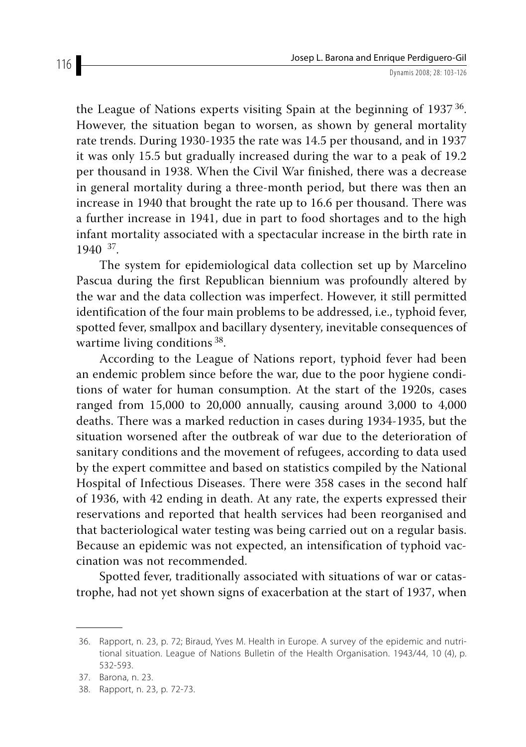the League of Nations experts visiting Spain at the beginning of 1937 [36]. However, the situation began to worsen, as shown by general mortality rate trends. During 1930-1935 the rate was 14.5 per thousand, and in 1937 it was only 15.5 but gradually increased during the war to a peak of 19.2 per thousand in 1938. When the Civil War finished, there was a decrease in general mortality during a three-month period, but there was then an increase in 1940 that brought the rate up to 16.6 per thousand. There was a further increase in 1941, due in part to food shortages and to the high infant mortality associated with a spectacular increase in the birth rate in 1940 [37].

The system for epidemiological data collection set up by Marcelino Pascua during the first Republican biennium was profoundly altered by the war and the data collection was imperfect. However, it still permitted identification of the four main problems to be addressed, i.e., typhoid fever, spotted fever, smallpox and bacillary dysentery, inevitable consequences of wartime living conditions [38].

According to the League of Nations report, typhoid fever had been an endemic problem since before the war, due to the poor hygiene conditions of water for human consumption. At the start of the 1920s, cases ranged from 15,000 to 20,000 annually, causing around 3,000 to 4,000 deaths. There was a marked reduction in cases during 1934-1935, but the situation worsened after the outbreak of war due to the deterioration of sanitary conditions and the movement of refugees, according to data used by the expert committee and based on statistics compiled by the National Hospital of Infectious Diseases. There were 358 cases in the second half of 1936, with 42 ending in death. At any rate, the experts expressed their reservations and reported that health services had been reorganised and that bacteriological water testing was being carried out on a regular basis. Because an epidemic was not expected, an intensification of typhoid vaccination was not recommended.

Spotted fever, traditionally associated with situations of war or catastrophe, had not yet shown signs of exacerbation at the start of 1937, when

---

36. Rapport, n. 23, p. 72; Biraud, Yves M. Health in Europe. A survey of the epidemic and nutritional situation. League of Nations Bulletin of the Health Organisation. 1943/44, 10 (4), p. 532-593.

37. Barona, n. 23.

38. Rapport, n. 23, p. 72-73.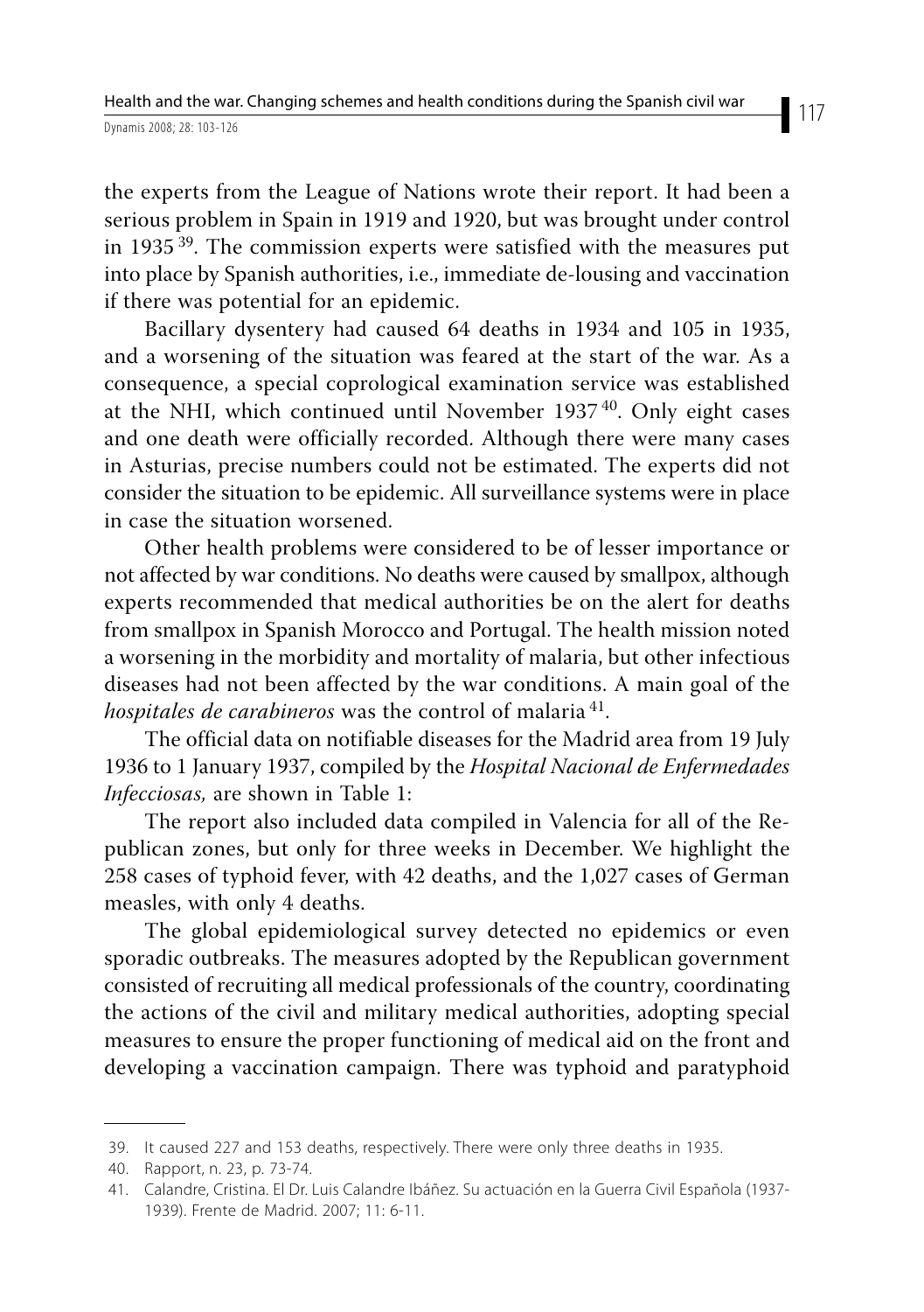the experts from the League of Nations wrote their report. It had been a serious problem in Spain in 1919 and 1920, but was brought under control in 1935 [39]. The commission experts were satisfied with the measures put into place by Spanish authorities, i.e., immediate de-lousing and vaccination if there was potential for an epidemic.

Bacillary dysentery had caused 64 deaths in 1934 and 105 in 1935, and a worsening of the situation was feared at the start of the war. As a consequence, a special coprological examination service was established at the NHI, which continued until November 1937 [40]. Only eight cases and one death were officially recorded. Although there were many cases in Asturias, precise numbers could not be estimated. The experts did not consider the situation to be epidemic. All surveillance systems were in place in case the situation worsened.

Other health problems were considered to be of lesser importance or not affected by war conditions. No deaths were caused by smallpox, although experts recommended that medical authorities be on the alert for deaths from smallpox in Spanish Morocco and Portugal. The health mission noted a worsening in the morbidity and mortality of malaria, but other infectious diseases had not been affected by the war conditions. A main goal of the *hospitales de carabineros* was the control of malaria [41].

The official data on notifiable diseases for the Madrid area from 19 July 1936 to 1 January 1937, compiled by the *Hospital Nacional de Enfermedades Infecciosas,* are shown in Table 1:

The report also included data compiled in Valencia for all of the Republican zones, but only for three weeks in December. We highlight the 258 cases of typhoid fever, with 42 deaths, and the 1,027 cases of German measles, with only 4 deaths.

The global epidemiological survey detected no epidemics or even sporadic outbreaks. The measures adopted by the Republican government consisted of recruiting all medical professionals of the country, coordinating the actions of the civil and military medical authorities, adopting special measures to ensure the proper functioning of medical aid on the front and developing a vaccination campaign. There was typhoid and paratyphoid

39. It caused 227 and 153 deaths, respectively. There were only three deaths in 1935.

40. Rapport, n. 23, p. 73-74.

41. Calandre, Cristina. El Dr. Luis Calandre Ibáñez. Su actuación en la Guerra Civil Española (1937-1939). Frente de Madrid. 2007; 11: 6-11.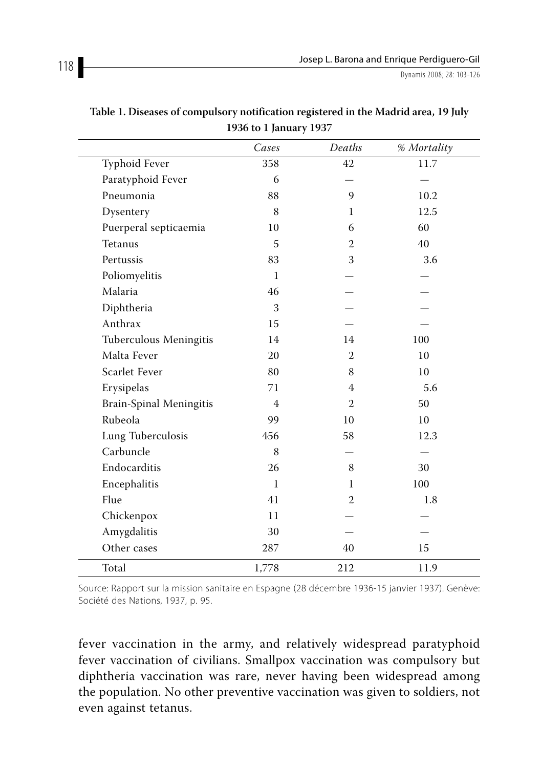**Table 1. Diseases of compulsory notification registered in the Madrid area, 19 July 1936 to 1 January 1937**

| | *Cases* | *Deaths* | *% Mortality* |
|---|---|---|---|
| Typhoid Fever | 358 | 42 | 11.7 |
| Paratyphoid Fever | 6 | — | — |
| Pneumonia | 88 | 9 | 10.2 |
| Dysentery | 8 | 1 | 12.5 |
| Puerperal septicaemia | 10 | 6 | 60 |
| Tetanus | 5 | 2 | 40 |
| Pertussis | 83 | 3 | 3.6 |
| Poliomyelitis | 1 | — | — |
| Malaria | 46 | — | — |
| Diphtheria | 3 | — | — |
| Anthrax | 15 | — | — |
| Tuberculous Meningitis | 14 | 14 | 100 |
| Malta Fever | 20 | 2 | 10 |
| Scarlet Fever | 80 | 8 | 10 |
| Erysipelas | 71 | 4 | 5.6 |
| Brain-Spinal Meningitis | 4 | 2 | 50 |
| Rubeola | 99 | 10 | 10 |
| Lung Tuberculosis | 456 | 58 | 12.3 |
| Carbuncle | 8 | — | — |
| Endocarditis | 26 | 8 | 30 |
| Encephalitis | 1 | 1 | 100 |
| Flue | 41 | 2 | 1.8 |
| Chickenpox | 11 | — | — |
| Amygdalitis | 30 | — | — |
| Other cases | 287 | 40 | 15 |
| Total | 1,778 | 212 | 11.9 |

Source: Rapport sur la mission sanitaire en Espagne (28 décembre 1936-15 janvier 1937). Genève: Société des Nations, 1937, p. 95.

fever vaccination in the army, and relatively widespread paratyphoid fever vaccination of civilians. Smallpox vaccination was compulsory but diphtheria vaccination was rare, never having been widespread among the population. No other preventive vaccination was given to soldiers, not even against tetanus.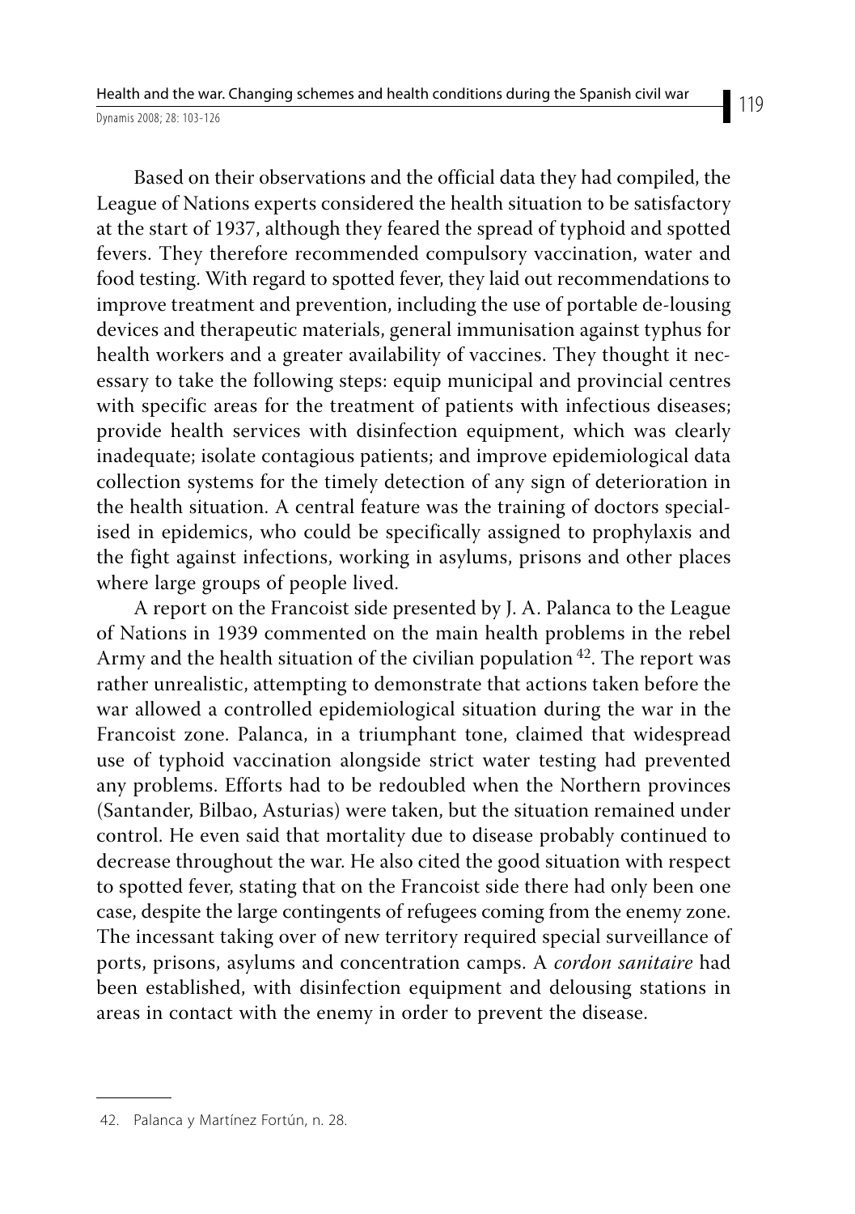Based on their observations and the official data they had compiled, the League of Nations experts considered the health situation to be satisfactory at the start of 1937, although they feared the spread of typhoid and spotted fevers. They therefore recommended compulsory vaccination, water and food testing. With regard to spotted fever, they laid out recommendations to improve treatment and prevention, including the use of portable de-lousing devices and therapeutic materials, general immunisation against typhus for health workers and a greater availability of vaccines. They thought it necessary to take the following steps: equip municipal and provincial centres with specific areas for the treatment of patients with infectious diseases; provide health services with disinfection equipment, which was clearly inadequate; isolate contagious patients; and improve epidemiological data collection systems for the timely detection of any sign of deterioration in the health situation. A central feature was the training of doctors specialised in epidemics, who could be specifically assigned to prophylaxis and the fight against infections, working in asylums, prisons and other places where large groups of people lived.

A report on the Francoist side presented by J. A. Palanca to the League of Nations in 1939 commented on the main health problems in the rebel Army and the health situation of the civilian population [42]. The report was rather unrealistic, attempting to demonstrate that actions taken before the war allowed a controlled epidemiological situation during the war in the Francoist zone. Palanca, in a triumphant tone, claimed that widespread use of typhoid vaccination alongside strict water testing had prevented any problems. Efforts had to be redoubled when the Northern provinces (Santander, Bilbao, Asturias) were taken, but the situation remained under control. He even said that mortality due to disease probably continued to decrease throughout the war. He also cited the good situation with respect to spotted fever, stating that on the Francoist side there had only been one case, despite the large contingents of refugees coming from the enemy zone. The incessant taking over of new territory required special surveillance of ports, prisons, asylums and concentration camps. A *cordon sanitaire* had been established, with disinfection equipment and delousing stations in areas in contact with the enemy in order to prevent the disease.

---

42. Palanca y Martínez Fortún, n. 28.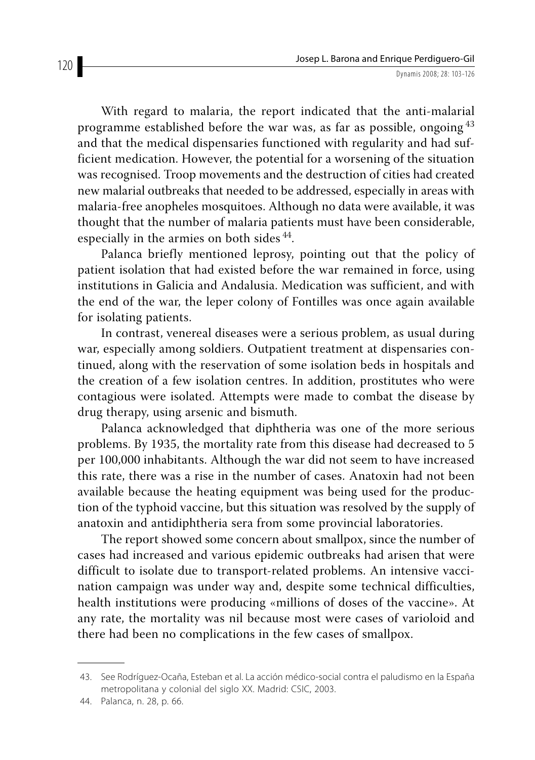With regard to malaria, the report indicated that the anti-malarial programme established before the war was, as far as possible, ongoing [43] and that the medical dispensaries functioned with regularity and had sufficient medication. However, the potential for a worsening of the situation was recognised. Troop movements and the destruction of cities had created new malarial outbreaks that needed to be addressed, especially in areas with malaria-free anopheles mosquitoes. Although no data were available, it was thought that the number of malaria patients must have been considerable, especially in the armies on both sides [44].

Palanca briefly mentioned leprosy, pointing out that the policy of patient isolation that had existed before the war remained in force, using institutions in Galicia and Andalusia. Medication was sufficient, and with the end of the war, the leper colony of Fontilles was once again available for isolating patients.

In contrast, venereal diseases were a serious problem, as usual during war, especially among soldiers. Outpatient treatment at dispensaries continued, along with the reservation of some isolation beds in hospitals and the creation of a few isolation centres. In addition, prostitutes who were contagious were isolated. Attempts were made to combat the disease by drug therapy, using arsenic and bismuth.

Palanca acknowledged that diphtheria was one of the more serious problems. By 1935, the mortality rate from this disease had decreased to 5 per 100,000 inhabitants. Although the war did not seem to have increased this rate, there was a rise in the number of cases. Anatoxin had not been available because the heating equipment was being used for the production of the typhoid vaccine, but this situation was resolved by the supply of anatoxin and antidiphtheria sera from some provincial laboratories.

The report showed some concern about smallpox, since the number of cases had increased and various epidemic outbreaks had arisen that were difficult to isolate due to transport-related problems. An intensive vaccination campaign was under way and, despite some technical difficulties, health institutions were producing «millions of doses of the vaccine». At any rate, the mortality was nil because most were cases of varioloid and there had been no complications in the few cases of smallpox.

---

43. See Rodríguez-Ocaña, Esteban et al. La acción médico-social contra el paludismo en la España metropolitana y colonial del siglo XX. Madrid: CSIC, 2003.

44. Palanca, n. 28, p. 66.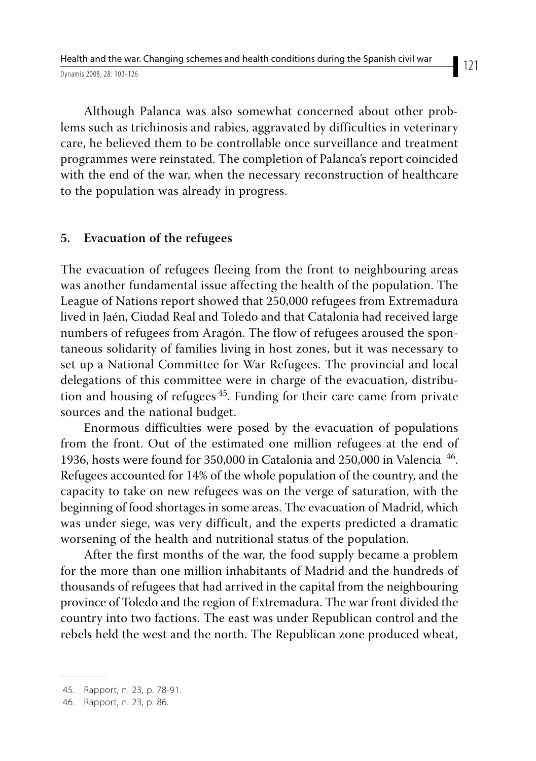Although Palanca was also somewhat concerned about other problems such as trichinosis and rabies, aggravated by difficulties in veterinary care, he believed them to be controllable once surveillance and treatment programmes were reinstated. The completion of Palanca's report coincided with the end of the war, when the necessary reconstruction of healthcare to the population was already in progress.

## 5. Evacuation of the refugees

The evacuation of refugees fleeing from the front to neighbouring areas was another fundamental issue affecting the health of the population. The League of Nations report showed that 250,000 refugees from Extremadura lived in Jaén, Ciudad Real and Toledo and that Catalonia had received large numbers of refugees from Aragón. The flow of refugees aroused the spontaneous solidarity of families living in host zones, but it was necessary to set up a National Committee for War Refugees. The provincial and local delegations of this committee were in charge of the evacuation, distribution and housing of refugees [45]. Funding for their care came from private sources and the national budget.

Enormous difficulties were posed by the evacuation of populations from the front. Out of the estimated one million refugees at the end of 1936, hosts were found for 350,000 in Catalonia and 250,000 in Valencia [46]. Refugees accounted for 14% of the whole population of the country, and the capacity to take on new refugees was on the verge of saturation, with the beginning of food shortages in some areas. The evacuation of Madrid, which was under siege, was very difficult, and the experts predicted a dramatic worsening of the health and nutritional status of the population.

After the first months of the war, the food supply became a problem for the more than one million inhabitants of Madrid and the hundreds of thousands of refugees that had arrived in the capital from the neighbouring province of Toledo and the region of Extremadura. The war front divided the country into two factions. The east was under Republican control and the rebels held the west and the north. The Republican zone produced wheat,

45. Rapport, n. 23, p. 78-91.

46. Rapport, n. 23, p. 86.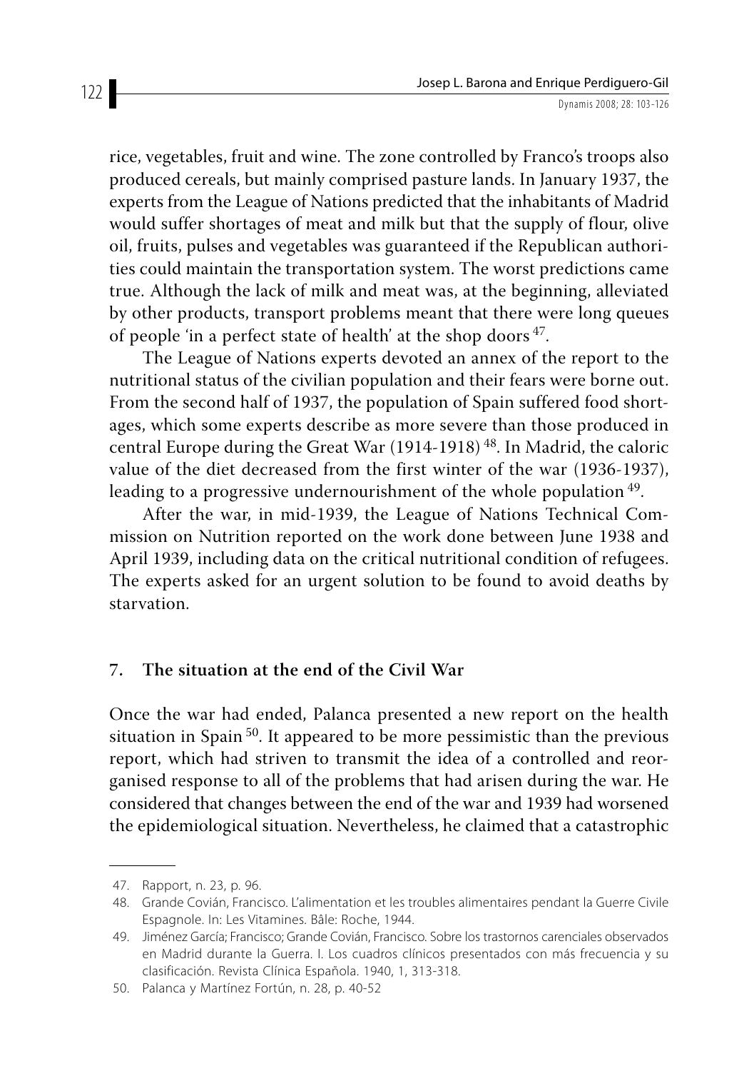rice, vegetables, fruit and wine. The zone controlled by Franco's troops also produced cereals, but mainly comprised pasture lands. In January 1937, the experts from the League of Nations predicted that the inhabitants of Madrid would suffer shortages of meat and milk but that the supply of flour, olive oil, fruits, pulses and vegetables was guaranteed if the Republican authorities could maintain the transportation system. The worst predictions came true. Although the lack of milk and meat was, at the beginning, alleviated by other products, transport problems meant that there were long queues of people 'in a perfect state of health' at the shop doors [47].

The League of Nations experts devoted an annex of the report to the nutritional status of the civilian population and their fears were borne out. From the second half of 1937, the population of Spain suffered food shortages, which some experts describe as more severe than those produced in central Europe during the Great War (1914-1918) [48]. In Madrid, the caloric value of the diet decreased from the first winter of the war (1936-1937), leading to a progressive undernourishment of the whole population [49].

After the war, in mid-1939, the League of Nations Technical Commission on Nutrition reported on the work done between June 1938 and April 1939, including data on the critical nutritional condition of refugees. The experts asked for an urgent solution to be found to avoid deaths by starvation.

## 7. The situation at the end of the Civil War

Once the war had ended, Palanca presented a new report on the health situation in Spain [50]. It appeared to be more pessimistic than the previous report, which had striven to transmit the idea of a controlled and reorganised response to all of the problems that had arisen during the war. He considered that changes between the end of the war and 1939 had worsened the epidemiological situation. Nevertheless, he claimed that a catastrophic

---

47. Rapport, n. 23, p. 96.

48. Grande Covián, Francisco. L'alimentation et les troubles alimentaires pendant la Guerre Civile Espagnole. In: Les Vitamines. Bâle: Roche, 1944.

49. Jiménez García; Francisco; Grande Covián, Francisco. Sobre los trastornos carenciales observados en Madrid durante la Guerra. I. Los cuadros clínicos presentados con más frecuencia y su clasificación. Revista Clínica Española. 1940, 1, 313-318.

50. Palanca y Martínez Fortún, n. 28, p. 40-52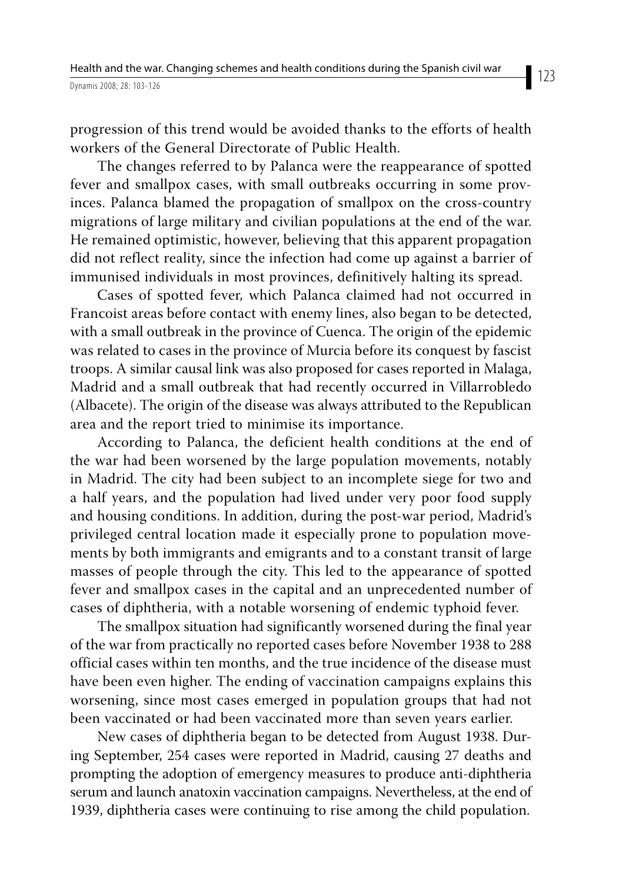progression of this trend would be avoided thanks to the efforts of health workers of the General Directorate of Public Health.

The changes referred to by Palanca were the reappearance of spotted fever and smallpox cases, with small outbreaks occurring in some provinces. Palanca blamed the propagation of smallpox on the cross-country migrations of large military and civilian populations at the end of the war. He remained optimistic, however, believing that this apparent propagation did not reflect reality, since the infection had come up against a barrier of immunised individuals in most provinces, definitively halting its spread.

Cases of spotted fever, which Palanca claimed had not occurred in Francoist areas before contact with enemy lines, also began to be detected, with a small outbreak in the province of Cuenca. The origin of the epidemic was related to cases in the province of Murcia before its conquest by fascist troops. A similar causal link was also proposed for cases reported in Malaga, Madrid and a small outbreak that had recently occurred in Villarrobledo (Albacete). The origin of the disease was always attributed to the Republican area and the report tried to minimise its importance.

According to Palanca, the deficient health conditions at the end of the war had been worsened by the large population movements, notably in Madrid. The city had been subject to an incomplete siege for two and a half years, and the population had lived under very poor food supply and housing conditions. In addition, during the post-war period, Madrid's privileged central location made it especially prone to population movements by both immigrants and emigrants and to a constant transit of large masses of people through the city. This led to the appearance of spotted fever and smallpox cases in the capital and an unprecedented number of cases of diphtheria, with a notable worsening of endemic typhoid fever.

The smallpox situation had significantly worsened during the final year of the war from practically no reported cases before November 1938 to 288 official cases within ten months, and the true incidence of the disease must have been even higher. The ending of vaccination campaigns explains this worsening, since most cases emerged in population groups that had not been vaccinated or had been vaccinated more than seven years earlier.

New cases of diphtheria began to be detected from August 1938. During September, 254 cases were reported in Madrid, causing 27 deaths and prompting the adoption of emergency measures to produce anti-diphtheria serum and launch anatoxin vaccination campaigns. Nevertheless, at the end of 1939, diphtheria cases were continuing to rise among the child population.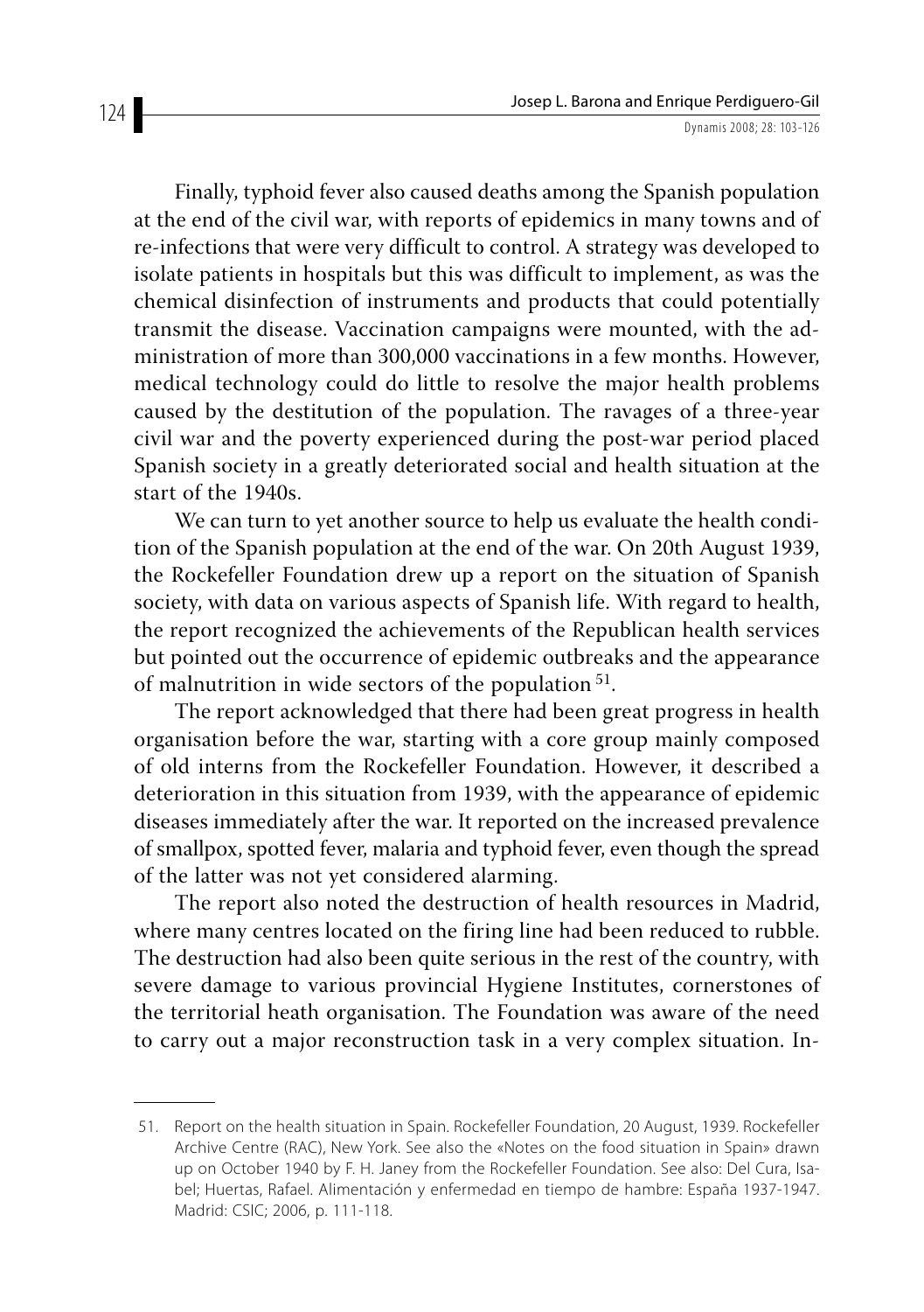Finally, typhoid fever also caused deaths among the Spanish population at the end of the civil war, with reports of epidemics in many towns and of re-infections that were very difficult to control. A strategy was developed to isolate patients in hospitals but this was difficult to implement, as was the chemical disinfection of instruments and products that could potentially transmit the disease. Vaccination campaigns were mounted, with the administration of more than 300,000 vaccinations in a few months. However, medical technology could do little to resolve the major health problems caused by the destitution of the population. The ravages of a three-year civil war and the poverty experienced during the post-war period placed Spanish society in a greatly deteriorated social and health situation at the start of the 1940s.

We can turn to yet another source to help us evaluate the health condition of the Spanish population at the end of the war. On 20th August 1939, the Rockefeller Foundation drew up a report on the situation of Spanish society, with data on various aspects of Spanish life. With regard to health, the report recognized the achievements of the Republican health services but pointed out the occurrence of epidemic outbreaks and the appearance of malnutrition in wide sectors of the population [51].

The report acknowledged that there had been great progress in health organisation before the war, starting with a core group mainly composed of old interns from the Rockefeller Foundation. However, it described a deterioration in this situation from 1939, with the appearance of epidemic diseases immediately after the war. It reported on the increased prevalence of smallpox, spotted fever, malaria and typhoid fever, even though the spread of the latter was not yet considered alarming.

The report also noted the destruction of health resources in Madrid, where many centres located on the firing line had been reduced to rubble. The destruction had also been quite serious in the rest of the country, with severe damage to various provincial Hygiene Institutes, cornerstones of the territorial heath organisation. The Foundation was aware of the need to carry out a major reconstruction task in a very complex situation. In-

---

51. Report on the health situation in Spain. Rockefeller Foundation, 20 August, 1939. Rockefeller Archive Centre (RAC), New York. See also the «Notes on the food situation in Spain» drawn up on October 1940 by F. H. Janey from the Rockefeller Foundation. See also: Del Cura, Isabel; Huertas, Rafael. Alimentación y enfermedad en tiempo de hambre: España 1937-1947. Madrid: CSIC; 2006, p. 111-118.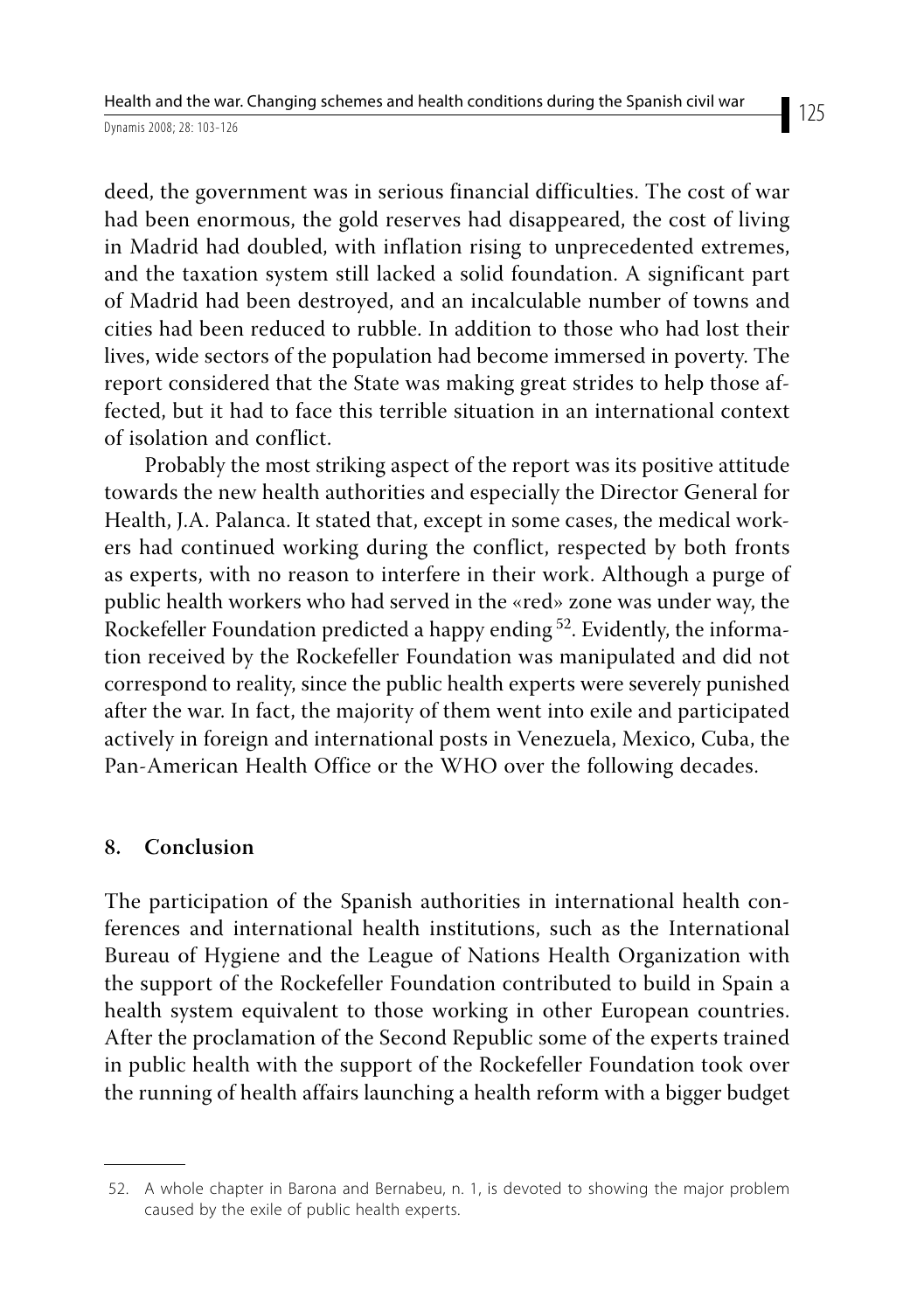deed, the government was in serious financial difficulties. The cost of war had been enormous, the gold reserves had disappeared, the cost of living in Madrid had doubled, with inflation rising to unprecedented extremes, and the taxation system still lacked a solid foundation. A significant part of Madrid had been destroyed, and an incalculable number of towns and cities had been reduced to rubble. In addition to those who had lost their lives, wide sectors of the population had become immersed in poverty. The report considered that the State was making great strides to help those affected, but it had to face this terrible situation in an international context of isolation and conflict.

Probably the most striking aspect of the report was its positive attitude towards the new health authorities and especially the Director General for Health, J.A. Palanca. It stated that, except in some cases, the medical workers had continued working during the conflict, respected by both fronts as experts, with no reason to interfere in their work. Although a purge of public health workers who had served in the «red» zone was under way, the Rockefeller Foundation predicted a happy ending [52]. Evidently, the information received by the Rockefeller Foundation was manipulated and did not correspond to reality, since the public health experts were severely punished after the war. In fact, the majority of them went into exile and participated actively in foreign and international posts in Venezuela, Mexico, Cuba, the Pan-American Health Office or the WHO over the following decades.

## 8. Conclusion

The participation of the Spanish authorities in international health conferences and international health institutions, such as the International Bureau of Hygiene and the League of Nations Health Organization with the support of the Rockefeller Foundation contributed to build in Spain a health system equivalent to those working in other European countries. After the proclamation of the Second Republic some of the experts trained in public health with the support of the Rockefeller Foundation took over the running of health affairs launching a health reform with a bigger budget

52. A whole chapter in Barona and Bernabeu, n. 1, is devoted to showing the major problem caused by the exile of public health experts.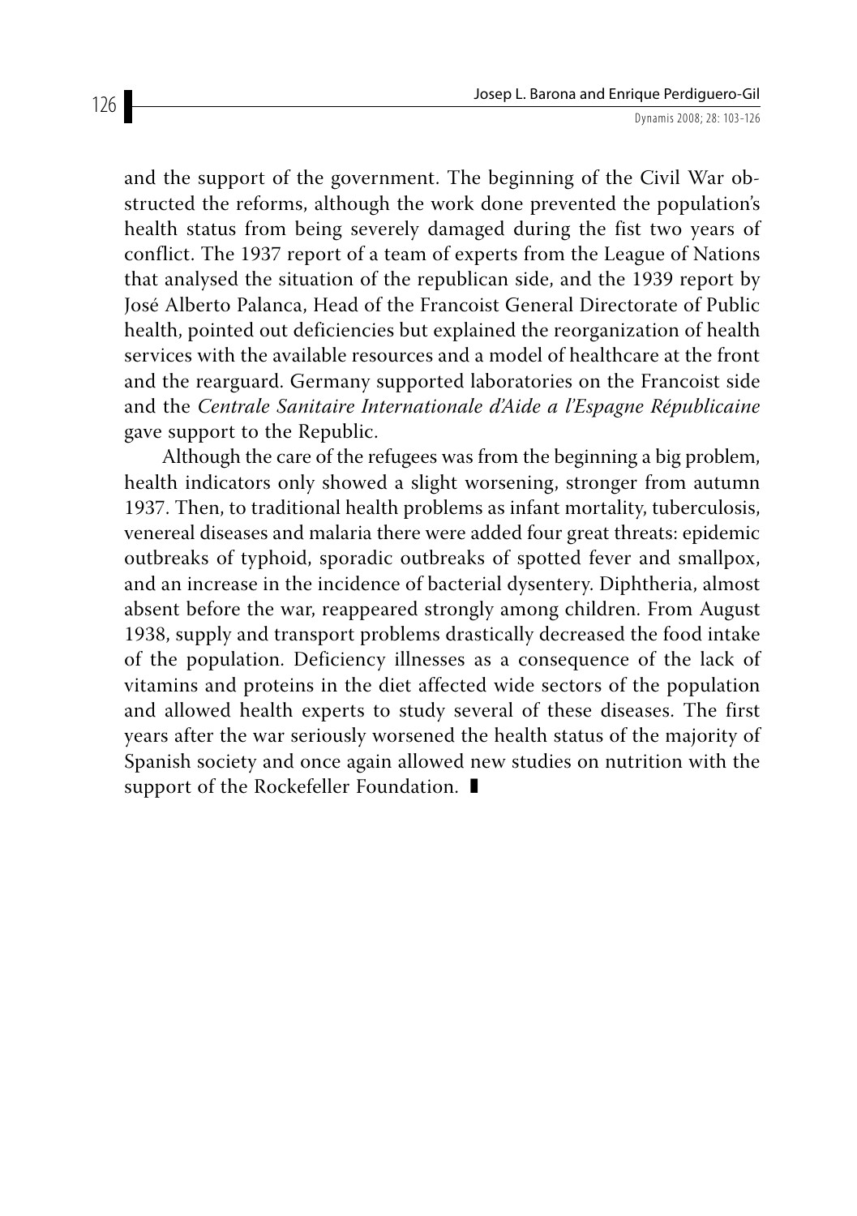and the support of the government. The beginning of the Civil War obstructed the reforms, although the work done prevented the population's health status from being severely damaged during the fist two years of conflict. The 1937 report of a team of experts from the League of Nations that analysed the situation of the republican side, and the 1939 report by José Alberto Palanca, Head of the Francoist General Directorate of Public health, pointed out deficiencies but explained the reorganization of health services with the available resources and a model of healthcare at the front and the rearguard. Germany supported laboratories on the Francoist side and the *Centrale Sanitaire Internationale d'Aide a l'Espagne Républicaine* gave support to the Republic.

Although the care of the refugees was from the beginning a big problem, health indicators only showed a slight worsening, stronger from autumn 1937. Then, to traditional health problems as infant mortality, tuberculosis, venereal diseases and malaria there were added four great threats: epidemic outbreaks of typhoid, sporadic outbreaks of spotted fever and smallpox, and an increase in the incidence of bacterial dysentery. Diphtheria, almost absent before the war, reappeared strongly among children. From August 1938, supply and transport problems drastically decreased the food intake of the population. Deficiency illnesses as a consequence of the lack of vitamins and proteins in the diet affected wide sectors of the population and allowed health experts to study several of these diseases. The first years after the war seriously worsened the health status of the majority of Spanish society and once again allowed new studies on nutrition with the support of the Rockefeller Foundation. ∎